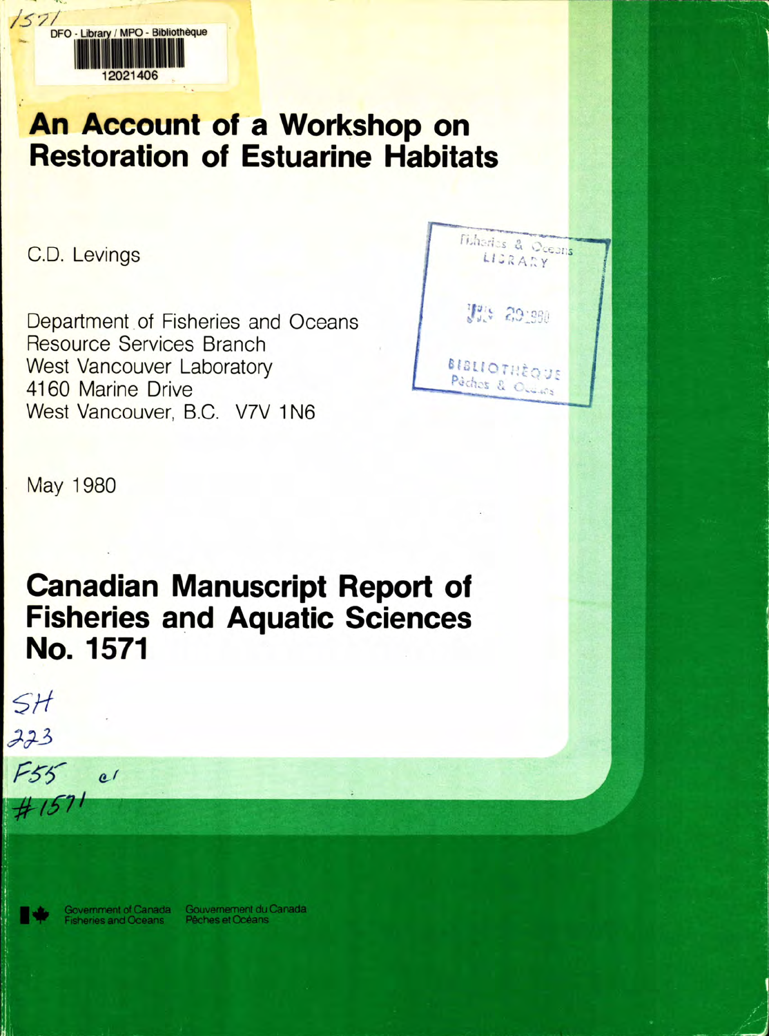# An Account of a Workshop on Restoration of Estuarine Habitats

C.D. Levings

Department of Fisheries and Oceans
Resource Services Branch
West Vancouver Laboratory
4160 Marine Drive
West Vancouver, B.C. V7V 1N6

May 1980

## Canadian Manuscript Report of Fisheries and Aquatic Sciences No. 1571

Government of Canada Fisheries and Oceans — Gouvernement du Canada Pêches et Océans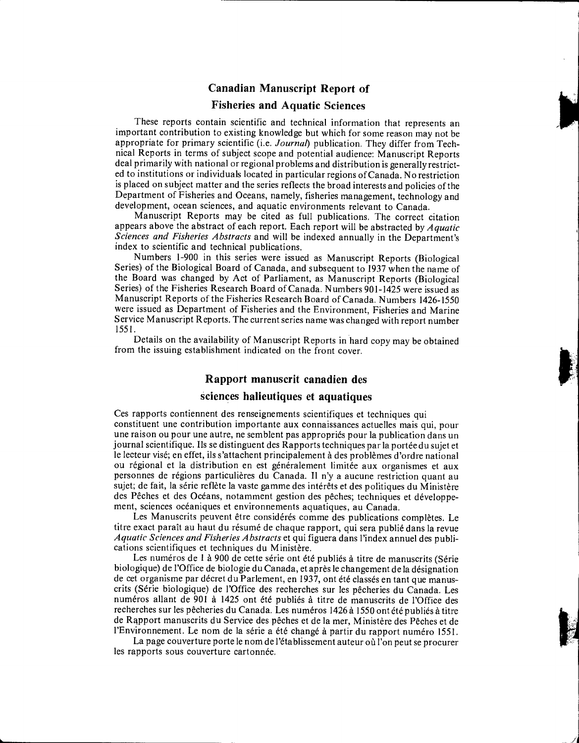## Canadian Manuscript Report of Fisheries and Aquatic Sciences

These reports contain scientific and technical information that represents an important contribution to existing knowledge but which for some reason may not be appropriate for primary scientific (i.e. *Journal*) publication. They differ from Technical Reports in terms of subject scope and potential audience: Manuscript Reports deal primarily with national or regional problems and distribution is generally restricted to institutions or individuals located in particular regions of Canada. No restriction is placed on subject matter and the series reflects the broad interests and policies of the Department of Fisheries and Oceans, namely, fisheries management, technology and development, ocean sciences, and aquatic environments relevant to Canada.

Manuscript Reports may be cited as full publications. The correct citation appears above the abstract of each report. Each report will be abstracted by *Aquatic Sciences and Fisheries Abstracts* and will be indexed annually in the Department's index to scientific and technical publications.

Numbers 1-900 in this series were issued as Manuscript Reports (Biological Series) of the Biological Board of Canada, and subsequent to 1937 when the name of the Board was changed by Act of Parliament, as Manuscript Reports (Biological Series) of the Fisheries Research Board of Canada. Numbers 901-1425 were issued as Manuscript Reports of the Fisheries Research Board of Canada. Numbers 1426-1550 were issued as Department of Fisheries and the Environment, Fisheries and Marine Service Manuscript Reports. The current series name was changed with report number 1551.

Details on the availability of Manuscript Reports in hard copy may be obtained from the issuing establishment indicated on the front cover.

## Rapport manuscrit canadien des sciences halieutiques et aquatiques

Ces rapports contiennent des renseignements scientifiques et techniques qui constituent une contribution importante aux connaissances actuelles mais qui, pour une raison ou pour une autre, ne semblent pas appropriés pour la publication dans un journal scientifique. Ils se distinguent des Rapports techniques par la portée du sujet et le lecteur visé; en effet, ils s'attachent principalement à des problèmes d'ordre national ou régional et la distribution en est généralement limitée aux organismes et aux personnes de régions particulières du Canada. Il n'y a aucune restriction quant au sujet; de fait, la série reflète la vaste gamme des intérêts et des politiques du Ministère des Pêches et des Océans, notamment gestion des pêches; techniques et développement, sciences océaniques et environnements aquatiques, au Canada.

Les Manuscrits peuvent être considérés comme des publications complètes. Le titre exact paraît au haut du résumé de chaque rapport, qui sera publié dans la revue *Aquatic Sciences and Fisheries Abstracts* et qui figurera dans l'index annuel des publications scientifiques et techniques du Ministère.

Les numéros de 1 à 900 de cette série ont été publiés à titre de manuscrits (Série biologique) de l'Office de biologie du Canada, et après le changement de la désignation de cet organisme par décret du Parlement, en 1937, ont été classés en tant que manuscrits (Série biologique) de l'Office des recherches sur les pêcheries du Canada. Les numéros allant de 901 à 1425 ont été publiés à titre de manuscrits de l'Office des recherches sur les pêcheries du Canada. Les numéros 1426 à 1550 ont été publiés à titre de Rapport manuscrits du Service des pêches et de la mer, Ministère des Pêches et de l'Environnement. Le nom de la série a été changé à partir du rapport numéro 1551.

La page couverture porte le nom de l'établissement auteur où l'on peut se procurer les rapports sous couverture cartonnée.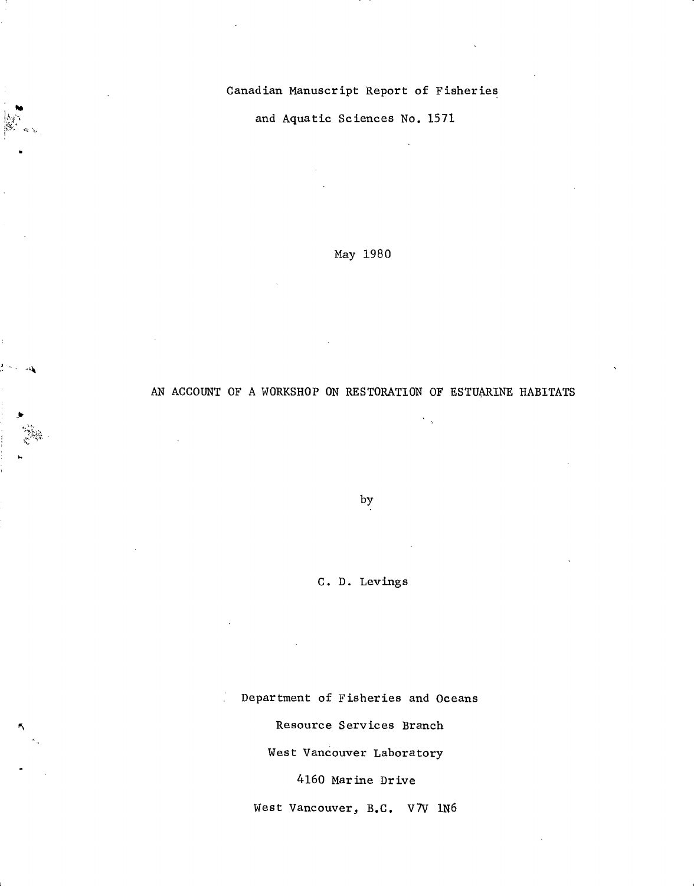Canadian Manuscript Report of Fisheries

and Aquatic Sciences No. 1571

May 1980

# AN ACCOUNT OF A WORKSHOP ON RESTORATION OF ESTUARINE HABITATS

by

C. D. Levings

Department of Fisheries and Oceans

Resource Services Branch

West Vancouver Laboratory

4160 Marine Drive

West Vancouver, B.C. V7V 1N6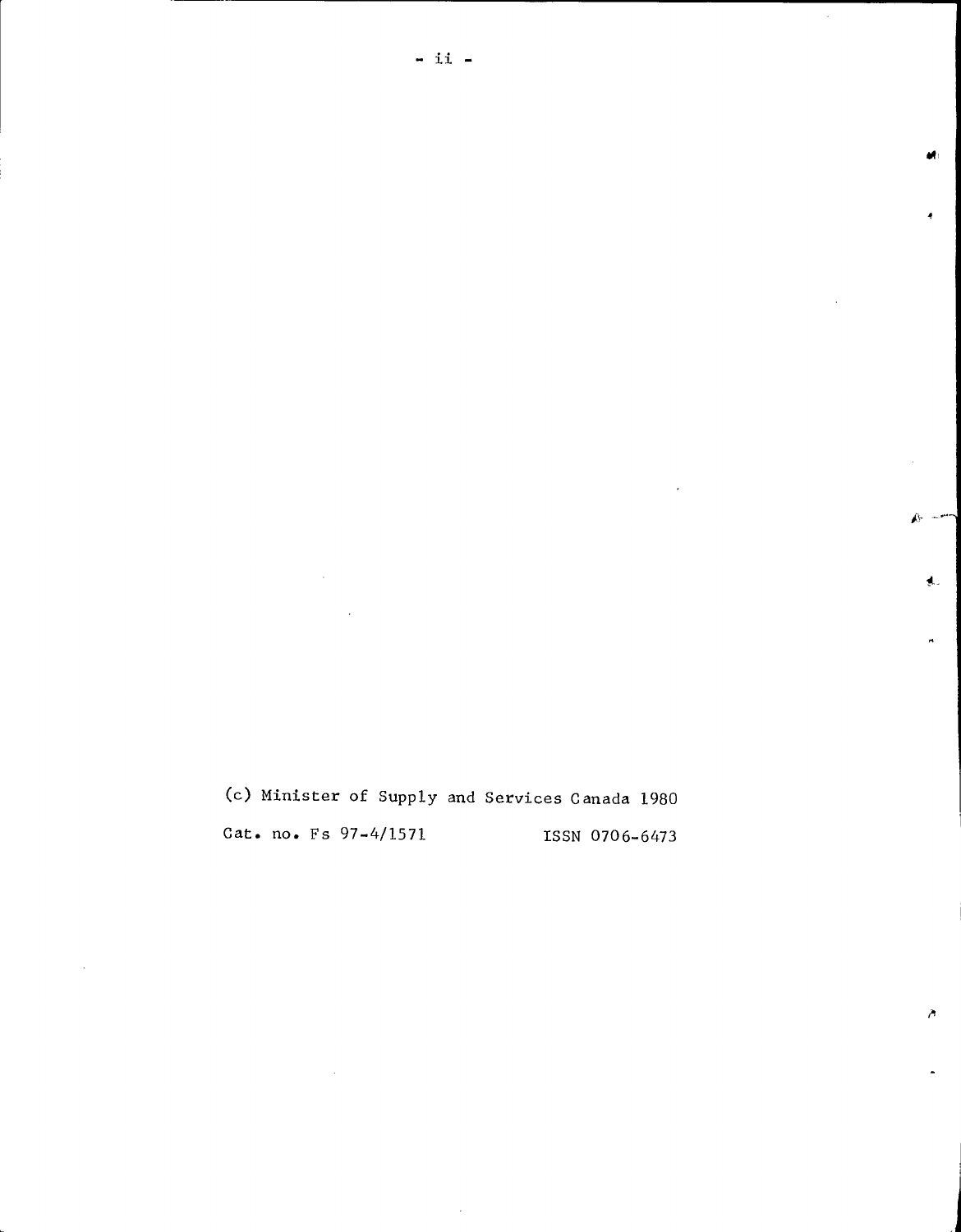(c) Minister of Supply and Services Canada 1980

Cat. no. Fs 97-4/1571 ISSN 0706-6473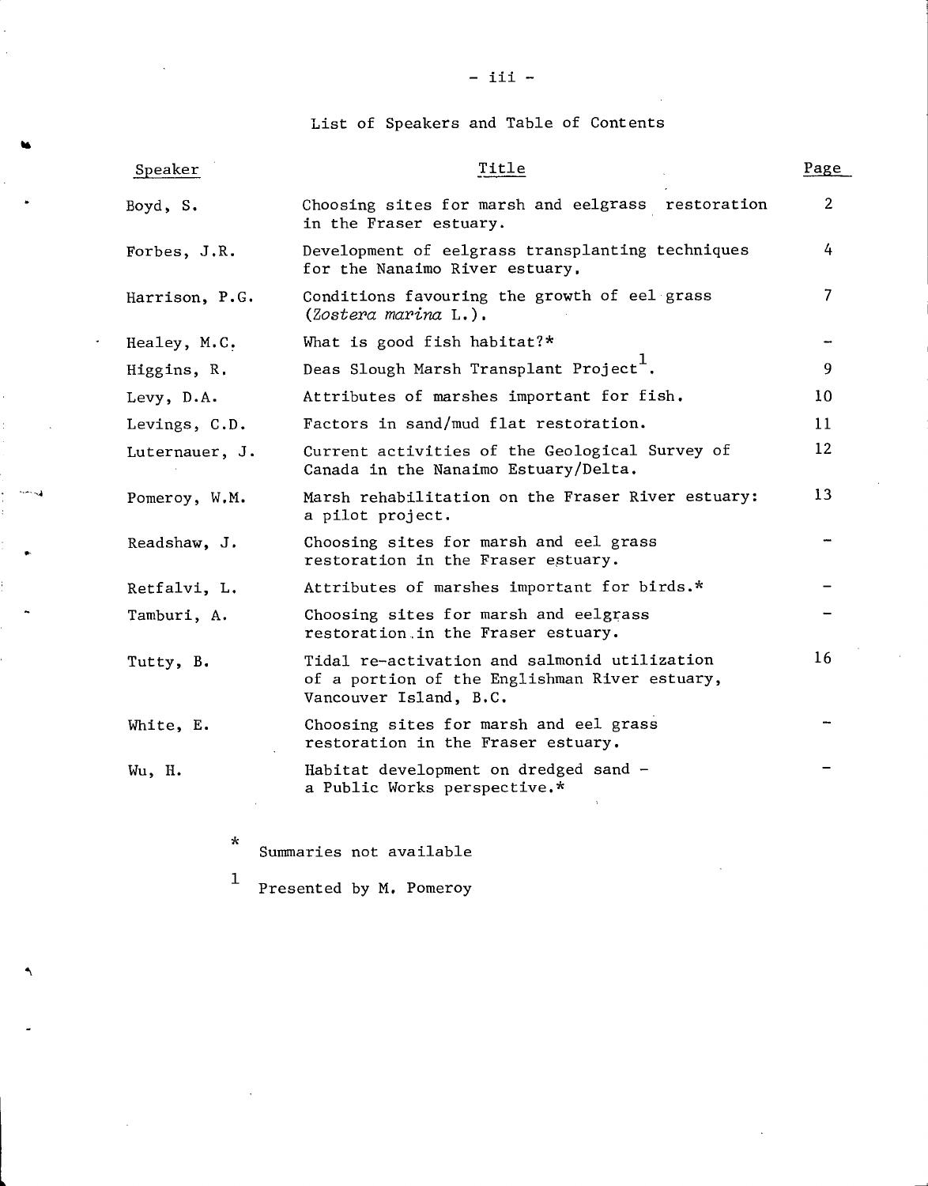## List of Speakers and Table of Contents

| Speaker | Title | Page |
|---|---|---|
| Boyd, S. | Choosing sites for marsh and eelgrass restoration in the Fraser estuary. | 2 |
| Forbes, J.R. | Development of eelgrass transplanting techniques for the Nanaimo River estuary. | 4 |
| Harrison, P.G. | Conditions favouring the growth of eel grass (*Zostera marina* L.). | 7 |
| Healey, M.C. | What is good fish habitat?* | – |
| Higgins, R. | Deas Slough Marsh Transplant Project[1]. | 9 |
| Levy, D.A. | Attributes of marshes important for fish. | 10 |
| Levings, C.D. | Factors in sand/mud flat restoration. | 11 |
| Luternauer, J. | Current activities of the Geological Survey of Canada in the Nanaimo Estuary/Delta. | 12 |
| Pomeroy, W.M. | Marsh rehabilitation on the Fraser River estuary: a pilot project. | 13 |
| Readshaw, J. | Choosing sites for marsh and eel grass restoration in the Fraser estuary. | – |
| Retfalvi, L. | Attributes of marshes important for birds.* | – |
| Tamburi, A. | Choosing sites for marsh and eelgrass restoration in the Fraser estuary. | – |
| Tutty, B. | Tidal re-activation and salmonid utilization of a portion of the Englishman River estuary, Vancouver Island, B.C. | 16 |
| White, E. | Choosing sites for marsh and eel grass restoration in the Fraser estuary. | – |
| Wu, H. | Habitat development on dredged sand – a Public Works perspective.* | – |

\* Summaries not available

[1] Presented by M. Pomeroy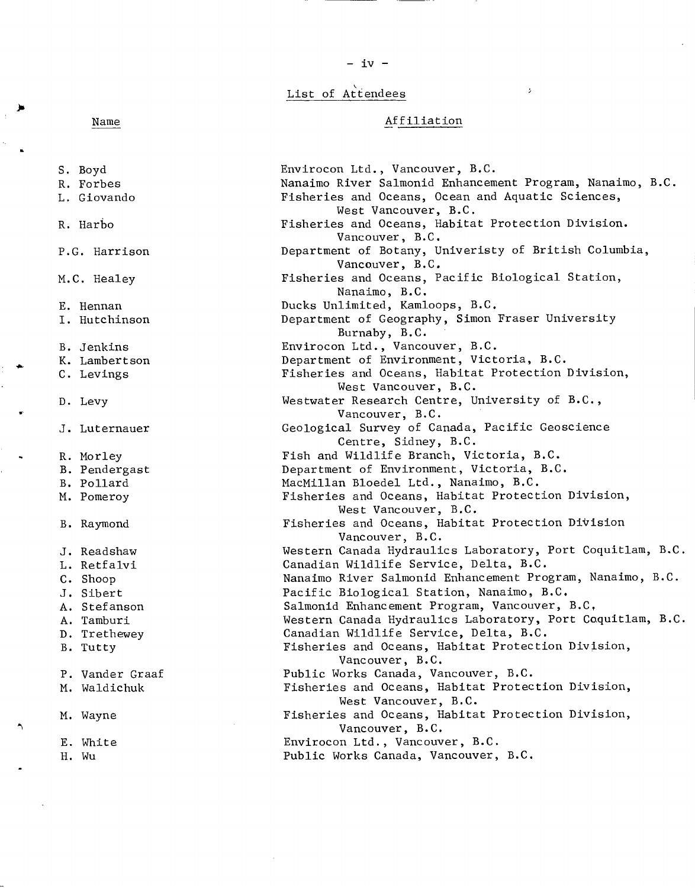## List of Attendees

| Name | Affiliation |
|---|---|
| S. Boyd | Envirocon Ltd., Vancouver, B.C. |
| R. Forbes | Nanaimo River Salmonid Enhancement Program, Nanaimo, B.C. |
| L. Giovando | Fisheries and Oceans, Ocean and Aquatic Sciences, West Vancouver, B.C. |
| R. Harbo | Fisheries and Oceans, Habitat Protection Division. Vancouver, B.C. |
| P.G. Harrison | Department of Botany, Univeristy of British Columbia, Vancouver, B.C. |
| M.C. Healey | Fisheries and Oceans, Pacific Biological Station, Nanaimo, B.C. |
| E. Hennan | Ducks Unlimited, Kamloops, B.C. |
| I. Hutchinson | Department of Geography, Simon Fraser University Burnaby, B.C. |
| B. Jenkins | Envirocon Ltd., Vancouver, B.C. |
| K. Lambertson | Department of Environment, Victoria, B.C. |
| C. Levings | Fisheries and Oceans, Habitat Protection Division, West Vancouver, B.C. |
| D. Levy | Westwater Research Centre, University of B.C., Vancouver, B.C. |
| J. Luternauer | Geological Survey of Canada, Pacific Geoscience Centre, Sidney, B.C. |
| R. Morley | Fish and Wildlife Branch, Victoria, B.C. |
| B. Pendergast | Department of Environment, Victoria, B.C. |
| B. Pollard | MacMillan Bloedel Ltd., Nanaimo, B.C. |
| M. Pomeroy | Fisheries and Oceans, Habitat Protection Division, West Vancouver, B.C. |
| B. Raymond | Fisheries and Oceans, Habitat Protection Division Vancouver, B.C. |
| J. Readshaw | Western Canada Hydraulics Laboratory, Port Coquitlam, B.C. |
| L. Retfalvi | Canadian Wildlife Service, Delta, B.C. |
| C. Shoop | Nanaimo River Salmonid Enhancement Program, Nanaimo, B.C. |
| J. Sibert | Pacific Biological Station, Nanaimo, B.C. |
| A. Stefanson | Salmonid Enhancement Program, Vancouver, B.C. |
| A. Tamburi | Western Canada Hydraulics Laboratory, Port Coquitlam, B.C. |
| D. Trethewey | Canadian Wildlife Service, Delta, B.C. |
| B. Tutty | Fisheries and Oceans, Habitat Protection Division, Vancouver, B.C. |
| P. Vander Graaf | Public Works Canada, Vancouver, B.C. |
| M. Waldichuk | Fisheries and Oceans, Habitat Protection Division, West Vancouver, B.C. |
| M. Wayne | Fisheries and Oceans, Habitat Protection Division, Vancouver, B.C. |
| E. White | Envirocon Ltd., Vancouver, B.C. |
| H. Wu | Public Works Canada, Vancouver, B.C. |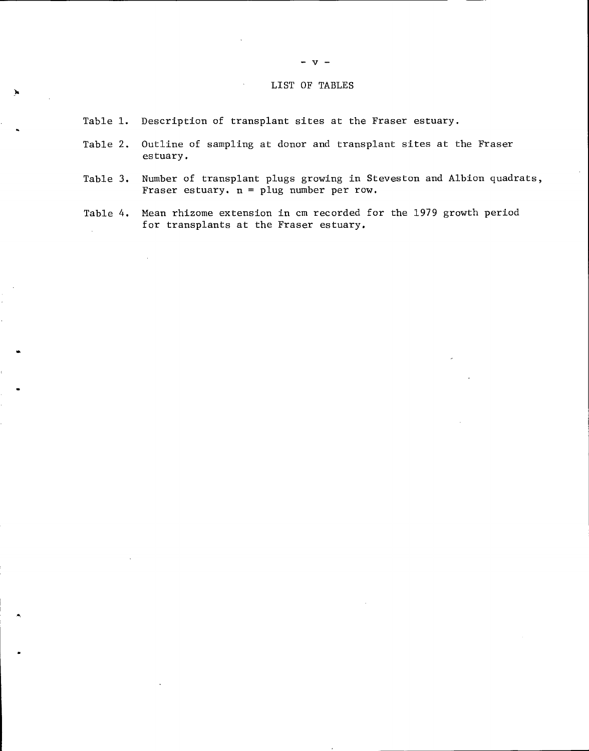# LIST OF TABLES

Table 1. Description of transplant sites at the Fraser estuary.

Table 2. Outline of sampling at donor and transplant sites at the Fraser estuary.

Table 3. Number of transplant plugs growing in Steveston and Albion quadrats, Fraser estuary. n = plug number per row.

Table 4. Mean rhizome extension in cm recorded for the 1979 growth period for transplants at the Fraser estuary.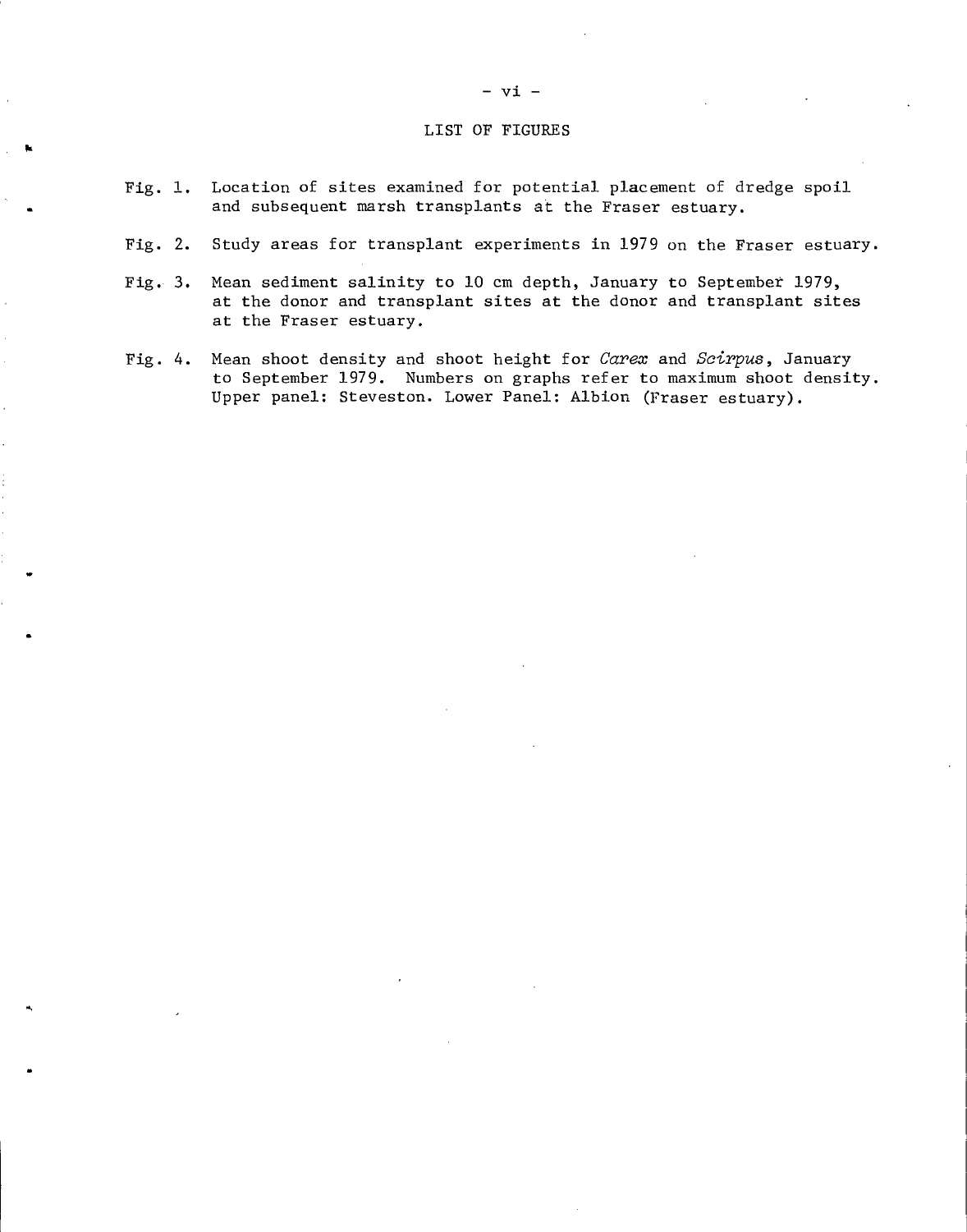## LIST OF FIGURES

Fig. 1. Location of sites examined for potential placement of dredge spoil and subsequent marsh transplants at the Fraser estuary.

Fig. 2. Study areas for transplant experiments in 1979 on the Fraser estuary.

Fig. 3. Mean sediment salinity to 10 cm depth, January to September 1979, at the donor and transplant sites at the donor and transplant sites at the Fraser estuary.

Fig. 4. Mean shoot density and shoot height for *Carex* and *Scirpus*, January to September 1979. Numbers on graphs refer to maximum shoot density. Upper panel: Steveston. Lower Panel: Albion (Fraser estuary).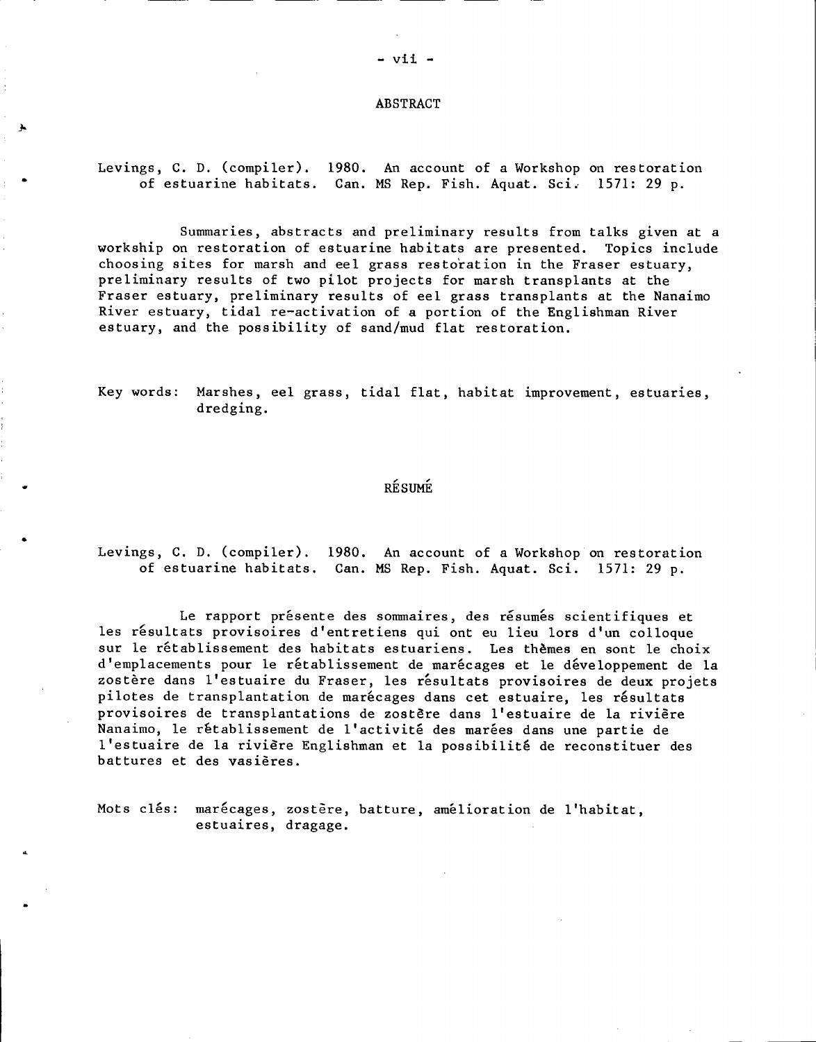## ABSTRACT

Levings, C. D. (compiler). 1980. An account of a Workshop on restoration of estuarine habitats. Can. MS Rep. Fish. Aquat. Sci. 1571: 29 p.

Summaries, abstracts and preliminary results from talks given at a workship on restoration of estuarine habitats are presented. Topics include choosing sites for marsh and eel grass restoration in the Fraser estuary, preliminary results of two pilot projects for marsh transplants at the Fraser estuary, preliminary results of eel grass transplants at the Nanaimo River estuary, tidal re-activation of a portion of the Englishman River estuary, and the possibility of sand/mud flat restoration.

Key words: Marshes, eel grass, tidal flat, habitat improvement, estuaries, dredging.

## RÉSUMÉ

Levings, C. D. (compiler). 1980. An account of a Workshop on restoration of estuarine habitats. Can. MS Rep. Fish. Aquat. Sci. 1571: 29 p.

Le rapport présente des sommaires, des résumés scientifiques et les résultats provisoires d'entretiens qui ont eu lieu lors d'un colloque sur le rétablissement des habitats estuariens. Les thèmes en sont le choix d'emplacements pour le rétablissement de marécages et le développement de la zostère dans l'estuaire du Fraser, les résultats provisoires de deux projets pilotes de transplantation de marécages dans cet estuaire, les résultats provisoires de transplantations de zostère dans l'estuaire de la rivière Nanaimo, le rétablissement de l'activité des marées dans une partie de l'estuaire de la rivière Englishman et la possibilité de reconstituer des battures et des vasières.

Mots clés: marécages, zostère, batture, amélioration de l'habitat, estuaires, dragage.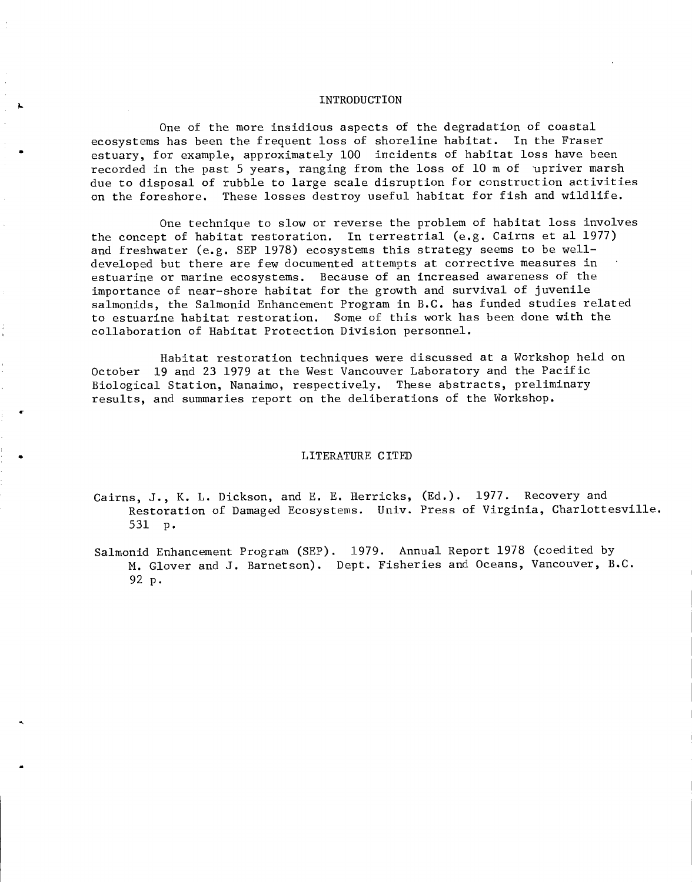# INTRODUCTION

One of the more insidious aspects of the degradation of coastal ecosystems has been the frequent loss of shoreline habitat. In the Fraser estuary, for example, approximately 100 incidents of habitat loss have been recorded in the past 5 years, ranging from the loss of 10 m of upriver marsh due to disposal of rubble to large scale disruption for construction activities on the foreshore. These losses destroy useful habitat for fish and wildlife.

One technique to slow or reverse the problem of habitat loss involves the concept of habitat restoration. In terrestrial (e.g. Cairns et al 1977) and freshwater (e.g. SEP 1978) ecosystems this strategy seems to be well-developed but there are few documented attempts at corrective measures in estuarine or marine ecosystems. Because of an increased awareness of the importance of near-shore habitat for the growth and survival of juvenile salmonids, the Salmonid Enhancement Program in B.C. has funded studies related to estuarine habitat restoration. Some of this work has been done with the collaboration of Habitat Protection Division personnel.

Habitat restoration techniques were discussed at a Workshop held on October 19 and 23 1979 at the West Vancouver Laboratory and the Pacific Biological Station, Nanaimo, respectively. These abstracts, preliminary results, and summaries report on the deliberations of the Workshop.

# LITERATURE CITED

Cairns, J., K. L. Dickson, and E. E. Herricks, (Ed.). 1977. Recovery and Restoration of Damaged Ecosystems. Univ. Press of Virginia, Charlottesville. 531 p.

Salmonid Enhancement Program (SEP). 1979. Annual Report 1978 (coedited by M. Glover and J. Barnetson). Dept. Fisheries and Oceans, Vancouver, B.C. 92 p.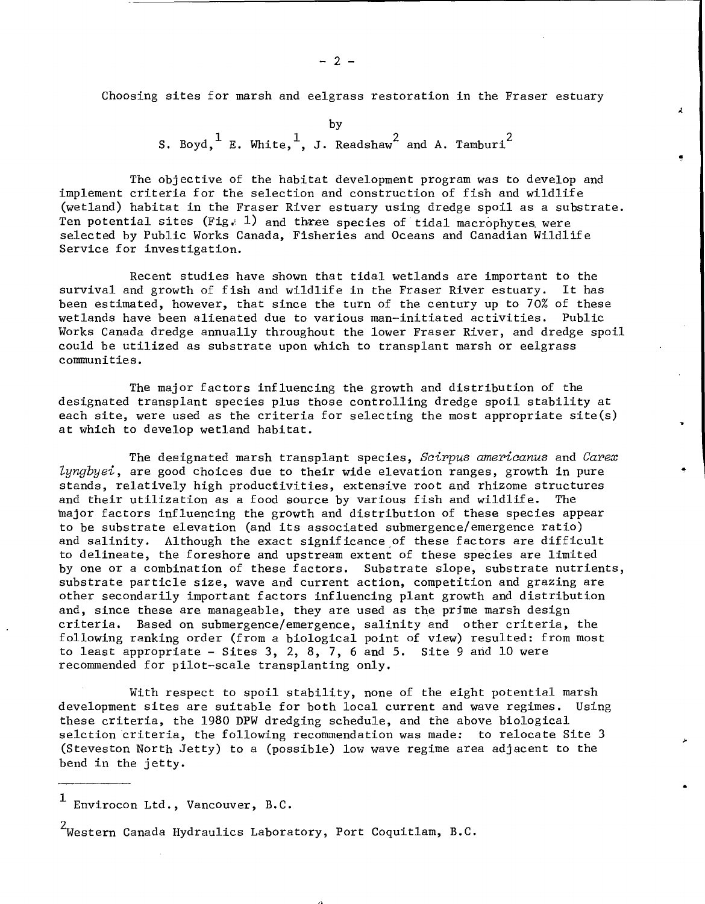## Choosing sites for marsh and eelgrass restoration in the Fraser estuary

by

S. Boyd,[1] E. White,[1], J. Readshaw[2] and A. Tamburi[2]

The objective of the habitat development program was to develop and implement criteria for the selection and construction of fish and wildlife (wetland) habitat in the Fraser River estuary using dredge spoil as a substrate. Ten potential sites (Fig. 1) and three species of tidal macrophytes were selected by Public Works Canada, Fisheries and Oceans and Canadian Wildlife Service for investigation.

Recent studies have shown that tidal wetlands are important to the survival and growth of fish and wildlife in the Fraser River estuary. It has been estimated, however, that since the turn of the century up to 70% of these wetlands have been alienated due to various man-initiated activities. Public Works Canada dredge annually throughout the lower Fraser River, and dredge spoil could be utilized as substrate upon which to transplant marsh or eelgrass communities.

The major factors influencing the growth and distribution of the designated transplant species plus those controlling dredge spoil stability at each site, were used as the criteria for selecting the most appropriate site(s) at which to develop wetland habitat.

The designated marsh transplant species, *Scirpus americanus* and *Carex lyngbyei*, are good choices due to their wide elevation ranges, growth in pure stands, relatively high productivities, extensive root and rhizome structures and their utilization as a food source by various fish and wildlife. The major factors influencing the growth and distribution of these species appear to be substrate elevation (and its associated submergence/emergence ratio) and salinity. Although the exact significance of these factors are difficult to delineate, the foreshore and upstream extent of these species are limited by one or a combination of these factors. Substrate slope, substrate nutrients, substrate particle size, wave and current action, competition and grazing are other secondarily important factors influencing plant growth and distribution and, since these are manageable, they are used as the prime marsh design criteria. Based on submergence/emergence, salinity and other criteria, the following ranking order (from a biological point of view) resulted: from most to least appropriate - Sites 3, 2, 8, 7, 6 and 5. Site 9 and 10 were recommended for pilot-scale transplanting only.

With respect to spoil stability, none of the eight potential marsh development sites are suitable for both local current and wave regimes. Using these criteria, the 1980 DPW dredging schedule, and the above biological selction criteria, the following recommendation was made: to relocate Site 3 (Steveston North Jetty) to a (possible) low wave regime area adjacent to the bend in the jetty.

---

[1] Envirocon Ltd., Vancouver, B.C.

[2] Western Canada Hydraulics Laboratory, Port Coquitlam, B.C.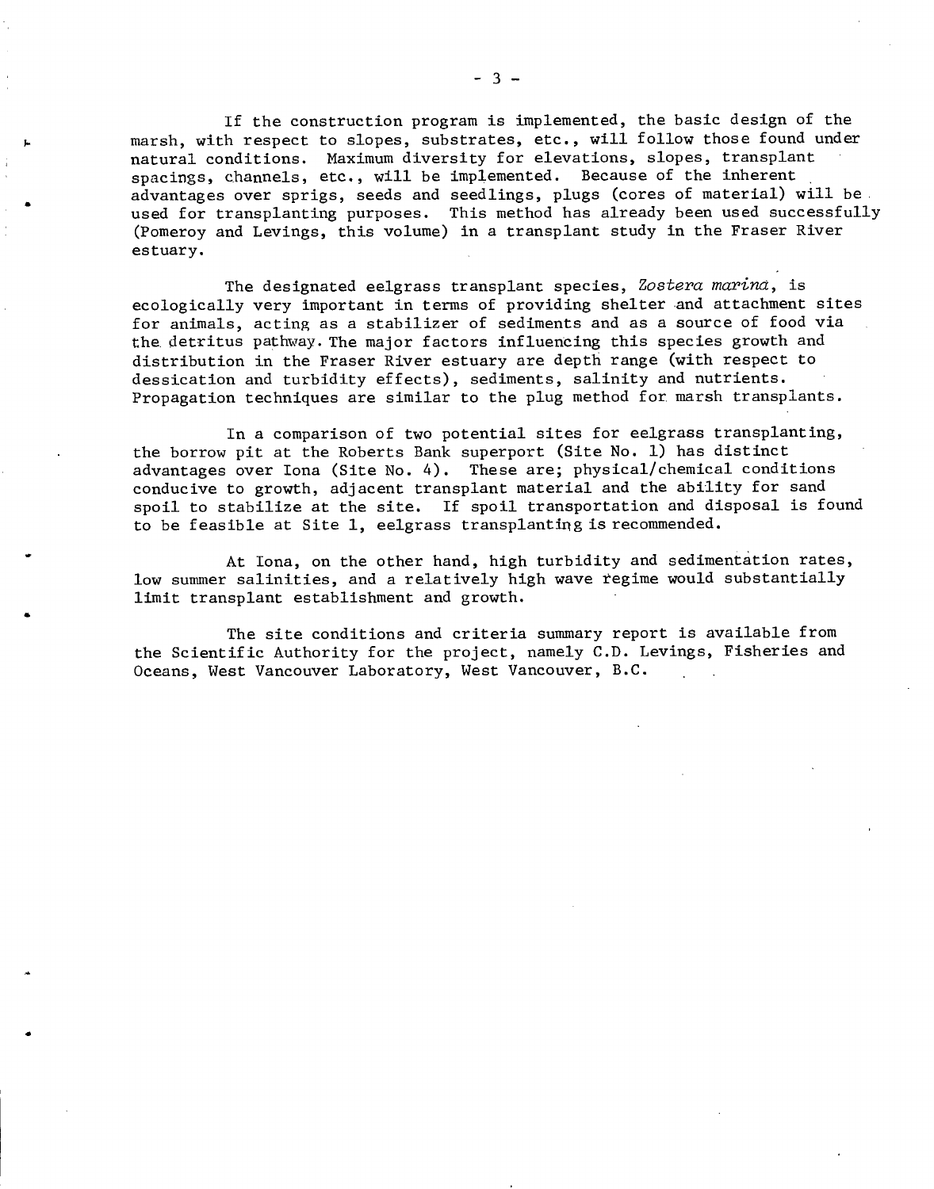If the construction program is implemented, the basic design of the marsh, with respect to slopes, substrates, etc., will follow those found under natural conditions. Maximum diversity for elevations, slopes, transplant spacings, channels, etc., will be implemented. Because of the inherent advantages over sprigs, seeds and seedlings, plugs (cores of material) will be used for transplanting purposes. This method has already been used successfully (Pomeroy and Levings, this volume) in a transplant study in the Fraser River estuary.

The designated eelgrass transplant species, *Zostera marina*, is ecologically very important in terms of providing shelter and attachment sites for animals, acting as a stabilizer of sediments and as a source of food via the detritus pathway. The major factors influencing this species growth and distribution in the Fraser River estuary are depth range (with respect to dessication and turbidity effects), sediments, salinity and nutrients. Propagation techniques are similar to the plug method for marsh transplants.

In a comparison of two potential sites for eelgrass transplanting, the borrow pit at the Roberts Bank superport (Site No. 1) has distinct advantages over Iona (Site No. 4). These are; physical/chemical conditions conducive to growth, adjacent transplant material and the ability for sand spoil to stabilize at the site. If spoil transportation and disposal is found to be feasible at Site 1, eelgrass transplanting is recommended.

At Iona, on the other hand, high turbidity and sedimentation rates, low summer salinities, and a relatively high wave regime would substantially limit transplant establishment and growth.

The site conditions and criteria summary report is available from the Scientific Authority for the project, namely C.D. Levings, Fisheries and Oceans, West Vancouver Laboratory, West Vancouver, B.C.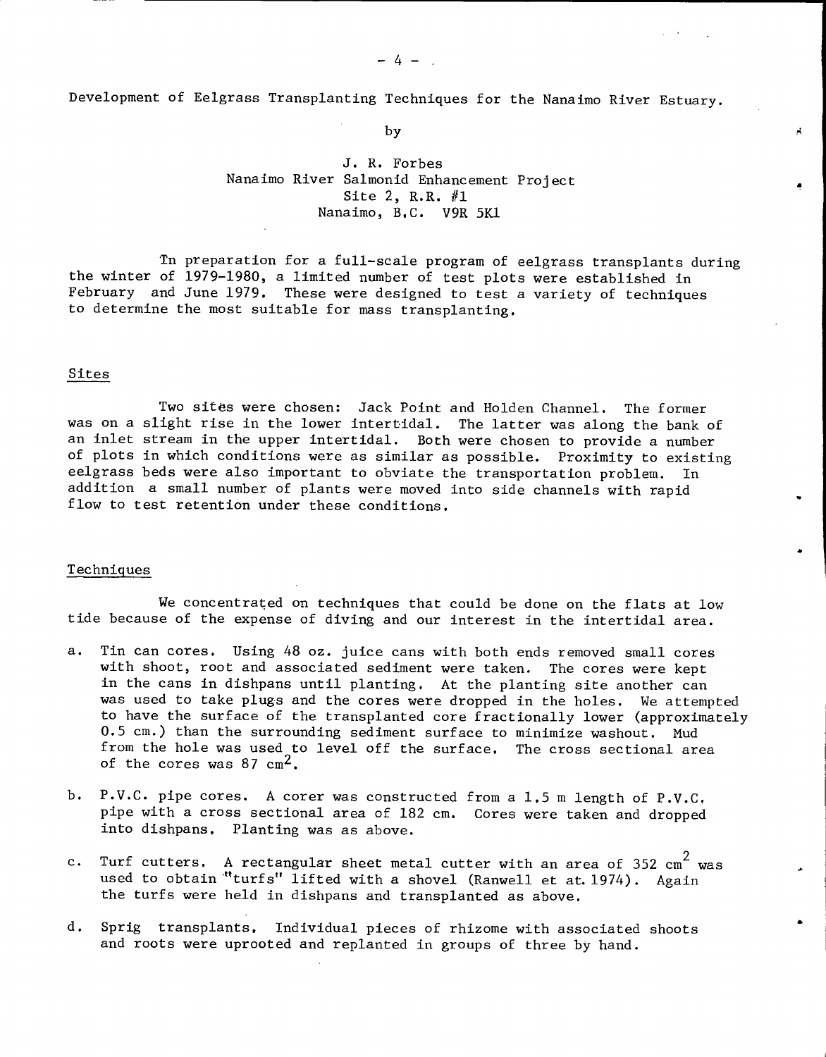Development of Eelgrass Transplanting Techniques for the Nanaimo River Estuary.

by

J. R. Forbes
Nanaimo River Salmonid Enhancement Project
Site 2, R.R. #1
Nanaimo, B.C. V9R 5K1

In preparation for a full-scale program of eelgrass transplants during the winter of 1979-1980, a limited number of test plots were established in February and June 1979. These were designed to test a variety of techniques to determine the most suitable for mass transplanting.

## Sites

Two sites were chosen: Jack Point and Holden Channel. The former was on a slight rise in the lower intertidal. The latter was along the bank of an inlet stream in the upper intertidal. Both were chosen to provide a number of plots in which conditions were as similar as possible. Proximity to existing eelgrass beds were also important to obviate the transportation problem. In addition a small number of plants were moved into side channels with rapid flow to test retention under these conditions.

## Techniques

We concentrated on techniques that could be done on the flats at low tide because of the expense of diving and our interest in the intertidal area.

a. Tin can cores. Using 48 oz. juice cans with both ends removed small cores with shoot, root and associated sediment were taken. The cores were kept in the cans in dishpans until planting. At the planting site another can was used to take plugs and the cores were dropped in the holes. We attempted to have the surface of the transplanted core fractionally lower (approximately 0.5 cm.) than the surrounding sediment surface to minimize washout. Mud from the hole was used to level off the surface. The cross sectional area of the cores was 87 $cm^2$.

b. P.V.C. pipe cores. A corer was constructed from a 1.5 m length of P.V.C. pipe with a cross sectional area of 182 cm. Cores were taken and dropped into dishpans. Planting was as above.

c. Turf cutters. A rectangular sheet metal cutter with an area of 352 $cm^2$ was used to obtain "turfs" lifted with a shovel (Ranwell et at. 1974). Again the turfs were held in dishpans and transplanted as above.

d. Sprig transplants. Individual pieces of rhizome with associated shoots and roots were uprooted and replanted in groups of three by hand.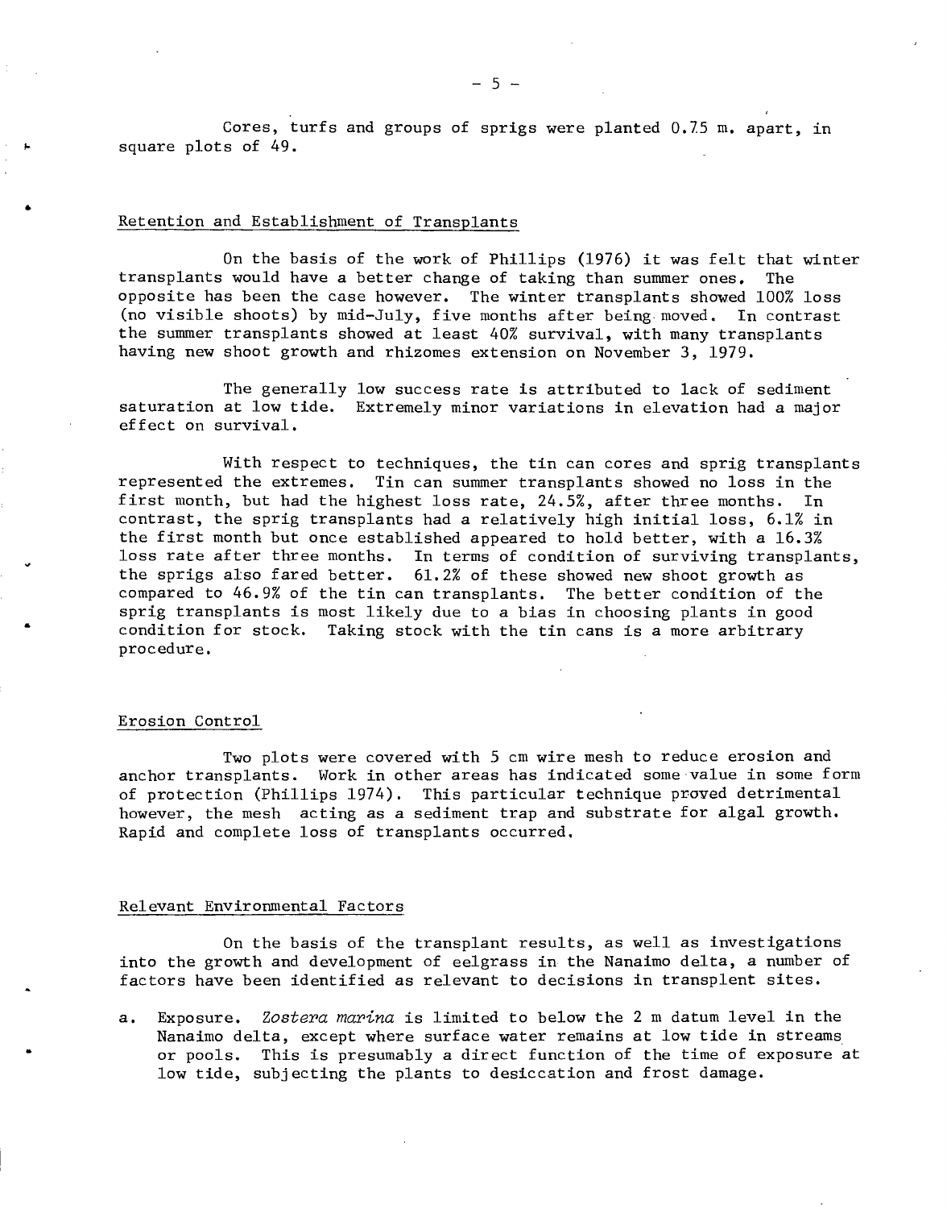Cores, turfs and groups of sprigs were planted 0.75 m. apart, in square plots of 49.

## Retention and Establishment of Transplants

On the basis of the work of Phillips (1976) it was felt that winter transplants would have a better change of taking than summer ones. The opposite has been the case however. The winter transplants showed 100% loss (no visible shoots) by mid-July, five months after being moved. In contrast the summer transplants showed at least 40% survival, with many transplants having new shoot growth and rhizomes extension on November 3, 1979.

The generally low success rate is attributed to lack of sediment saturation at low tide. Extremely minor variations in elevation had a major effect on survival.

With respect to techniques, the tin can cores and sprig transplants represented the extremes. Tin can summer transplants showed no loss in the first month, but had the highest loss rate, 24.5%, after three months. In contrast, the sprig transplants had a relatively high initial loss, 6.1% in the first month but once established appeared to hold better, with a 16.3% loss rate after three months. In terms of condition of surviving transplants, the sprigs also fared better. 61.2% of these showed new shoot growth as compared to 46.9% of the tin can transplants. The better condition of the sprig transplants is most likely due to a bias in choosing plants in good condition for stock. Taking stock with the tin cans is a more arbitrary procedure.

## Erosion Control

Two plots were covered with 5 cm wire mesh to reduce erosion and anchor transplants. Work in other areas has indicated some value in some form of protection (Phillips 1974). This particular technique proved detrimental however, the mesh acting as a sediment trap and substrate for algal growth. Rapid and complete loss of transplants occurred.

## Relevant Environmental Factors

On the basis of the transplant results, as well as investigations into the growth and development of eelgrass in the Nanaimo delta, a number of factors have been identified as relevant to decisions in transplent sites.

a. Exposure. *Zostera marina* is limited to below the 2 m datum level in the Nanaimo delta, except where surface water remains at low tide in streams or pools. This is presumably a direct function of the time of exposure at low tide, subjecting the plants to desiccation and frost damage.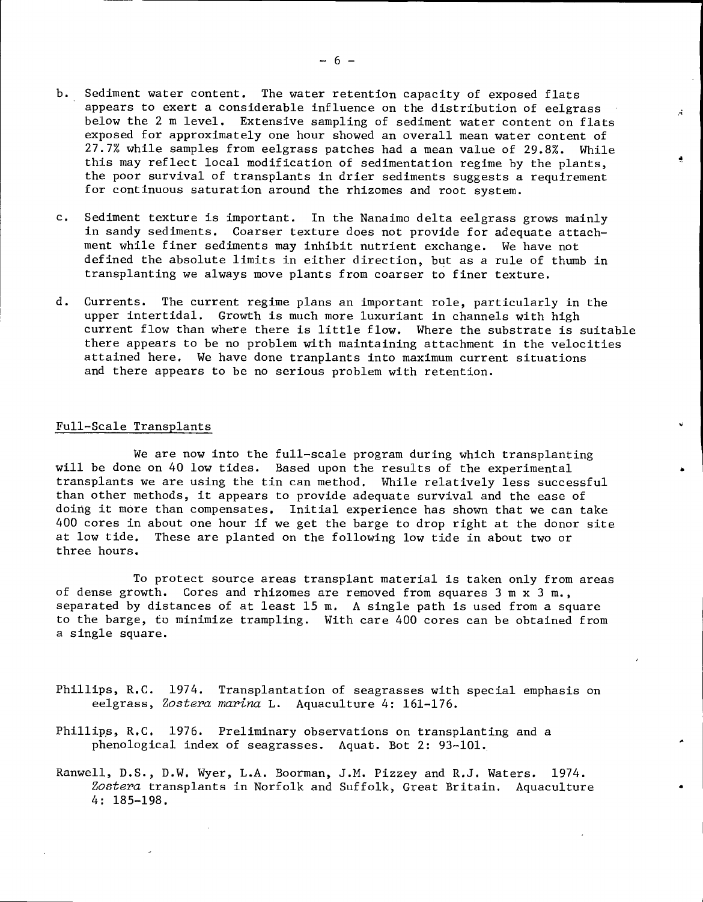b. Sediment water content. The water retention capacity of exposed flats appears to exert a considerable influence on the distribution of eelgrass below the 2 m level. Extensive sampling of sediment water content on flats exposed for approximately one hour showed an overall mean water content of 27.7% while samples from eelgrass patches had a mean value of 29.8%. While this may reflect local modification of sedimentation regime by the plants, the poor survival of transplants in drier sediments suggests a requirement for continuous saturation around the rhizomes and root system.

c. Sediment texture is important. In the Nanaimo delta eelgrass grows mainly in sandy sediments. Coarser texture does not provide for adequate attachment while finer sediments may inhibit nutrient exchange. We have not defined the absolute limits in either direction, but as a rule of thumb in transplanting we always move plants from coarser to finer texture.

d. Currents. The current regime plans an important role, particularly in the upper intertidal. Growth is much more luxuriant in channels with high current flow than where there is little flow. Where the substrate is suitable there appears to be no problem with maintaining attachment in the velocities attained here. We have done tranplants into maximum current situations and there appears to be no serious problem with retention.

## Full-Scale Transplants

We are now into the full-scale program during which transplanting will be done on 40 low tides. Based upon the results of the experimental transplants we are using the tin can method. While relatively less successful than other methods, it appears to provide adequate survival and the ease of doing it more than compensates. Initial experience has shown that we can take 400 cores in about one hour if we get the barge to drop right at the donor site at low tide. These are planted on the following low tide in about two or three hours.

To protect source areas transplant material is taken only from areas of dense growth. Cores and rhizomes are removed from squares 3 m x 3 m., separated by distances of at least 15 m. A single path is used from a square to the barge, to minimize trampling. With care 400 cores can be obtained from a single square.

Phillips, R.C. 1974. Transplantation of seagrasses with special emphasis on eelgrass, *Zostera marina* L. Aquaculture 4: 161-176.

Phillips, R.C. 1976. Preliminary observations on transplanting and a phenological index of seagrasses. Aquat. Bot 2: 93-101.

Ranwell, D.S., D.W. Wyer, L.A. Boorman, J.M. Pizzey and R.J. Waters. 1974. *Zostera* transplants in Norfolk and Suffolk, Great Britain. Aquaculture 4: 185-198.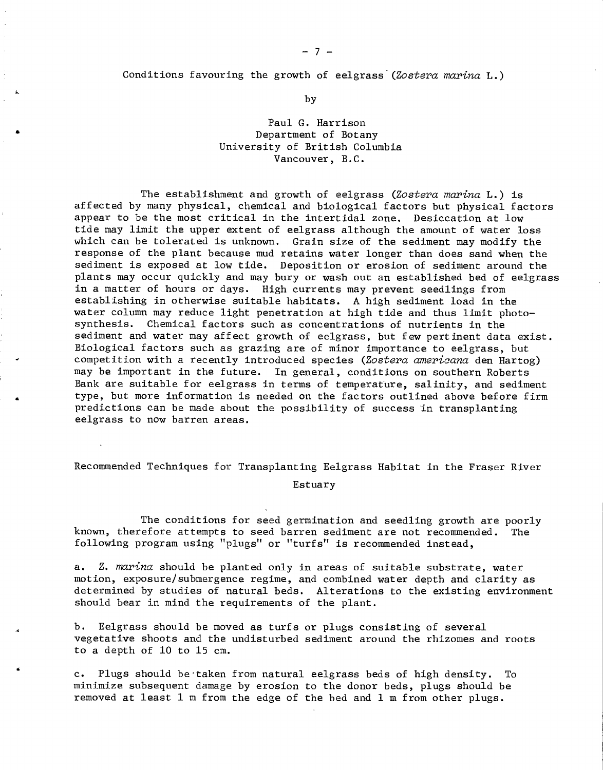## Conditions favouring the growth of eelgrass (*Zostera marina* L.)

by

Paul G. Harrison
Department of Botany
University of British Columbia
Vancouver, B.C.

The establishment and growth of eelgrass (*Zostera marina* L.) is affected by many physical, chemical and biological factors but physical factors appear to be the most critical in the intertidal zone. Desiccation at low tide may limit the upper extent of eelgrass although the amount of water loss which can be tolerated is unknown. Grain size of the sediment may modify the response of the plant because mud retains water longer than does sand when the sediment is exposed at low tide. Deposition or erosion of sediment around the plants may occur quickly and may bury or wash out an established bed of eelgrass in a matter of hours or days. High currents may prevent seedlings from establishing in otherwise suitable habitats. A high sediment load in the water column may reduce light penetration at high tide and thus limit photosynthesis. Chemical factors such as concentrations of nutrients in the sediment and water may affect growth of eelgrass, but few pertinent data exist. Biological factors such as grazing are of minor importance to eelgrass, but competition with a recently introduced species (*Zostera americana* den Hartog) may be important in the future. In general, conditions on southern Roberts Bank are suitable for eelgrass in terms of temperature, salinity, and sediment type, but more information is needed on the factors outlined above before firm predictions can be made about the possibility of success in transplanting eelgrass to now barren areas.

## Recommended Techniques for Transplanting Eelgrass Habitat in the Fraser River Estuary

The conditions for seed germination and seedling growth are poorly known, therefore attempts to seed barren sediment are not recommended. The following program using "plugs" or "turfs" is recommended instead,

a. *Z. marina* should be planted only in areas of suitable substrate, water motion, exposure/submergence regime, and combined water depth and clarity as determined by studies of natural beds. Alterations to the existing environment should bear in mind the requirements of the plant.

b. Eelgrass should be moved as turfs or plugs consisting of several vegetative shoots and the undisturbed sediment around the rhizomes and roots to a depth of 10 to 15 cm.

c. Plugs should be taken from natural eelgrass beds of high density. To minimize subsequent damage by erosion to the donor beds, plugs should be removed at least 1 m from the edge of the bed and 1 m from other plugs.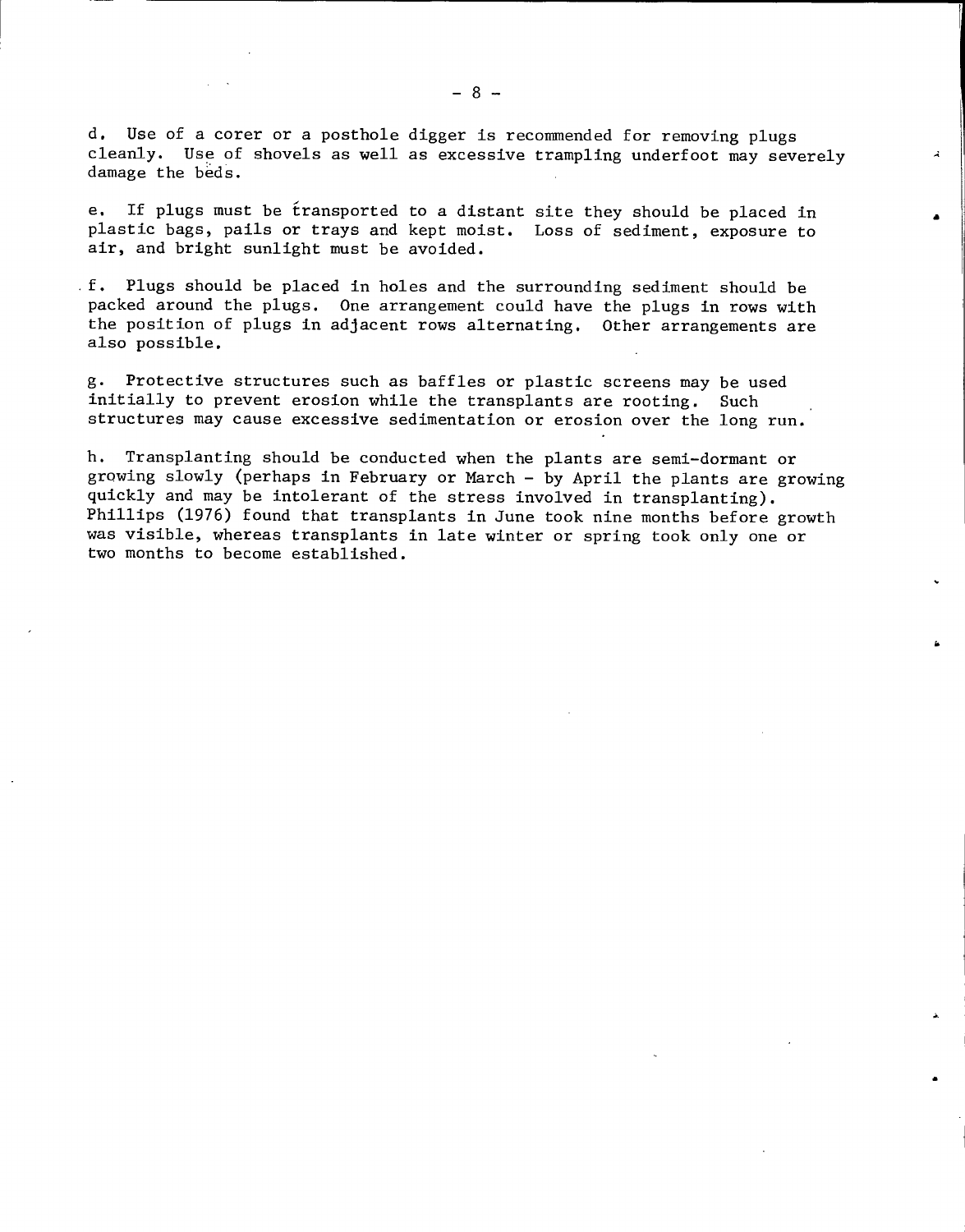d. Use of a corer or a posthole digger is recommended for removing plugs cleanly. Use of shovels as well as excessive trampling underfoot may severely damage the beds.

e. If plugs must be transported to a distant site they should be placed in plastic bags, pails or trays and kept moist. Loss of sediment, exposure to air, and bright sunlight must be avoided.

f. Plugs should be placed in holes and the surrounding sediment should be packed around the plugs. One arrangement could have the plugs in rows with the position of plugs in adjacent rows alternating. Other arrangements are also possible.

g. Protective structures such as baffles or plastic screens may be used initially to prevent erosion while the transplants are rooting. Such structures may cause excessive sedimentation or erosion over the long run.

h. Transplanting should be conducted when the plants are semi-dormant or growing slowly (perhaps in February or March - by April the plants are growing quickly and may be intolerant of the stress involved in transplanting). Phillips (1976) found that transplants in June took nine months before growth was visible, whereas transplants in late winter or spring took only one or two months to become established.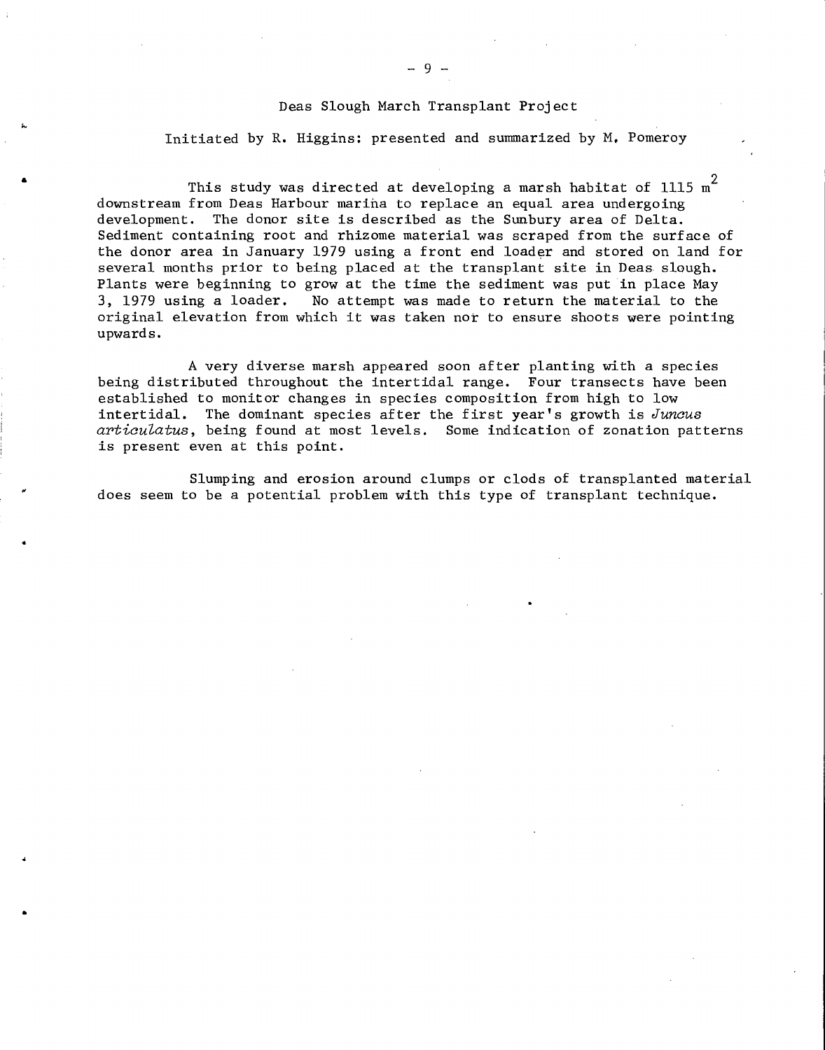## Deas Slough March Transplant Project

Initiated by R. Higgins: presented and summarized by M. Pomeroy

This study was directed at developing a marsh habitat of 1115 $m^2$ downstream from Deas Harbour marina to replace an equal area undergoing development. The donor site is described as the Sunbury area of Delta. Sediment containing root and rhizome material was scraped from the surface of the donor area in January 1979 using a front end loader and stored on land for several months prior to being placed at the transplant site in Deas slough. Plants were beginning to grow at the time the sediment was put in place May 3, 1979 using a loader. No attempt was made to return the material to the original elevation from which it was taken nor to ensure shoots were pointing upwards.

A very diverse marsh appeared soon after planting with a species being distributed throughout the intertidal range. Four transects have been established to monitor changes in species composition from high to low intertidal. The dominant species after the first year's growth is *Juncus articulatus*, being found at most levels. Some indication of zonation patterns is present even at this point.

Slumping and erosion around clumps or clods of transplanted material does seem to be a potential problem with this type of transplant technique.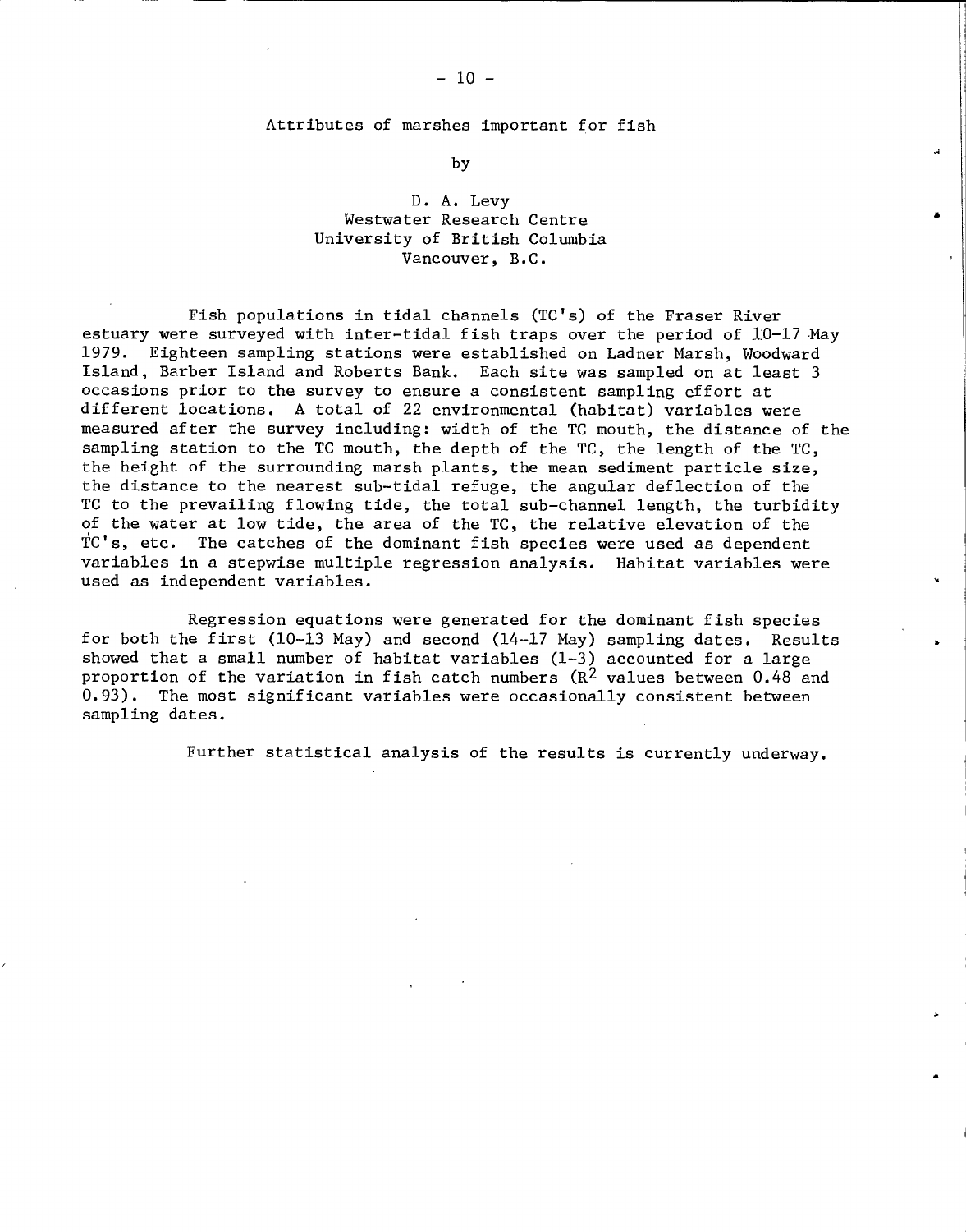## Attributes of marshes important for fish

by

D. A. Levy
Westwater Research Centre
University of British Columbia
Vancouver, B.C.

Fish populations in tidal channels (TC's) of the Fraser River estuary were surveyed with inter-tidal fish traps over the period of 10-17 May 1979. Eighteen sampling stations were established on Ladner Marsh, Woodward Island, Barber Island and Roberts Bank. Each site was sampled on at least 3 occasions prior to the survey to ensure a consistent sampling effort at different locations. A total of 22 environmental (habitat) variables were measured after the survey including: width of the TC mouth, the distance of the sampling station to the TC mouth, the depth of the TC, the length of the TC, the height of the surrounding marsh plants, the mean sediment particle size, the distance to the nearest sub-tidal refuge, the angular deflection of the TC to the prevailing flowing tide, the total sub-channel length, the turbidity of the water at low tide, the area of the TC, the relative elevation of the TC's, etc. The catches of the dominant fish species were used as dependent variables in a stepwise multiple regression analysis. Habitat variables were used as independent variables.

Regression equations were generated for the dominant fish species for both the first (10-13 May) and second (14-17 May) sampling dates. Results showed that a small number of habitat variables (1-3) accounted for a large proportion of the variation in fish catch numbers ($R^2$ values between 0.48 and 0.93). The most significant variables were occasionally consistent between sampling dates.

Further statistical analysis of the results is currently underway.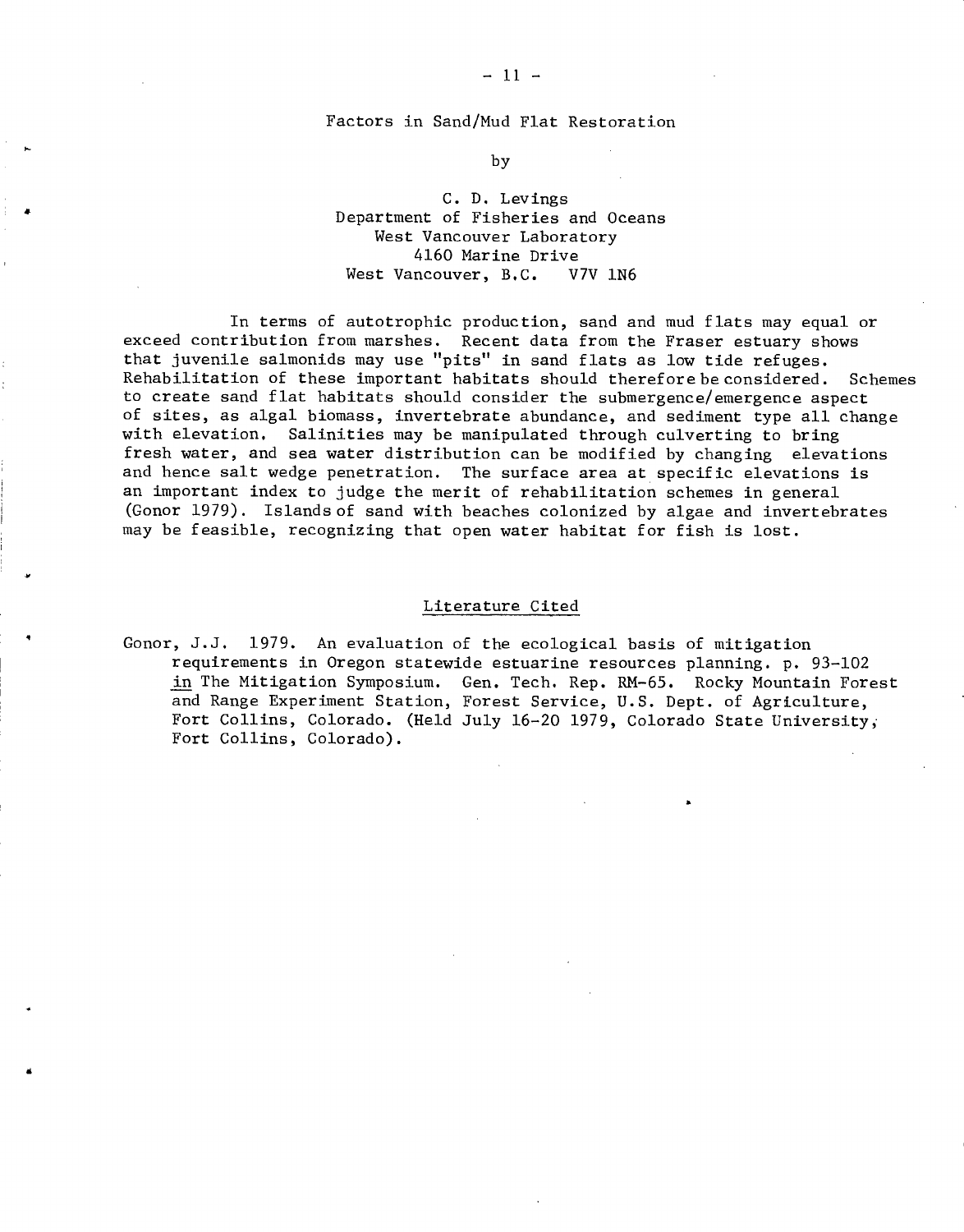## Factors in Sand/Mud Flat Restoration

by

C. D. Levings
Department of Fisheries and Oceans
West Vancouver Laboratory
4160 Marine Drive
West Vancouver, B.C. V7V 1N6

In terms of autotrophic production, sand and mud flats may equal or exceed contribution from marshes. Recent data from the Fraser estuary shows that juvenile salmonids may use "pits" in sand flats as low tide refuges. Rehabilitation of these important habitats should therefore be considered. Schemes to create sand flat habitats should consider the submergence/emergence aspect of sites, as algal biomass, invertebrate abundance, and sediment type all change with elevation. Salinities may be manipulated through culverting to bring fresh water, and sea water distribution can be modified by changing elevations and hence salt wedge penetration. The surface area at specific elevations is an important index to judge the merit of rehabilitation schemes in general (Gonor 1979). Islands of sand with beaches colonized by algae and invertebrates may be feasible, recognizing that open water habitat for fish is lost.

### Literature Cited

Gonor, J.J. 1979. An evaluation of the ecological basis of mitigation requirements in Oregon statewide estuarine resources planning. p. 93-102 in The Mitigation Symposium. Gen. Tech. Rep. RM-65. Rocky Mountain Forest and Range Experiment Station, Forest Service, U.S. Dept. of Agriculture, Fort Collins, Colorado. (Held July 16-20 1979, Colorado State University, Fort Collins, Colorado).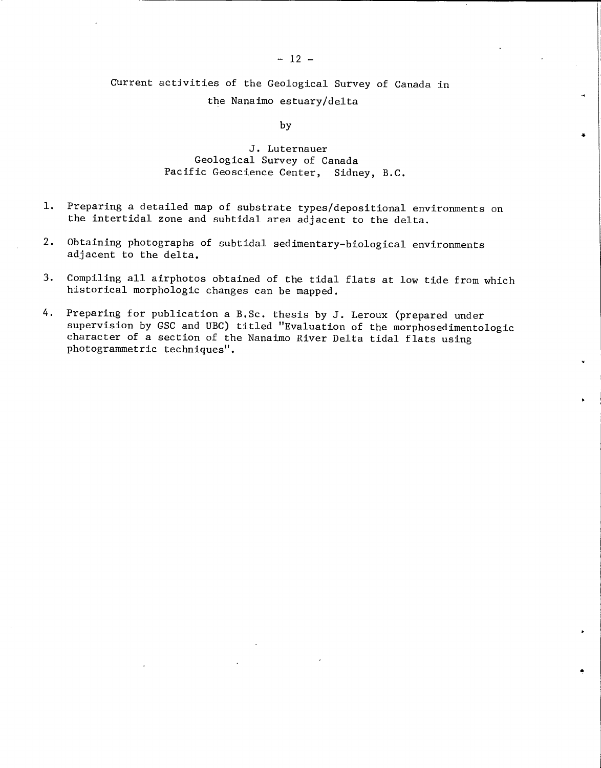## Current activities of the Geological Survey of Canada in the Nanaimo estuary/delta

by

J. Luternauer
Geological Survey of Canada
Pacific Geoscience Center, Sidney, B.C.

1. Preparing a detailed map of substrate types/depositional environments on the intertidal zone and subtidal area adjacent to the delta.

2. Obtaining photographs of subtidal sedimentary-biological environments adjacent to the delta.

3. Compiling all airphotos obtained of the tidal flats at low tide from which historical morphologic changes can be mapped.

4. Preparing for publication a B.Sc. thesis by J. Leroux (prepared under supervision by GSC and UBC) titled "Evaluation of the morphosedimentologic character of a section of the Nanaimo River Delta tidal flats using photogrammetric techniques".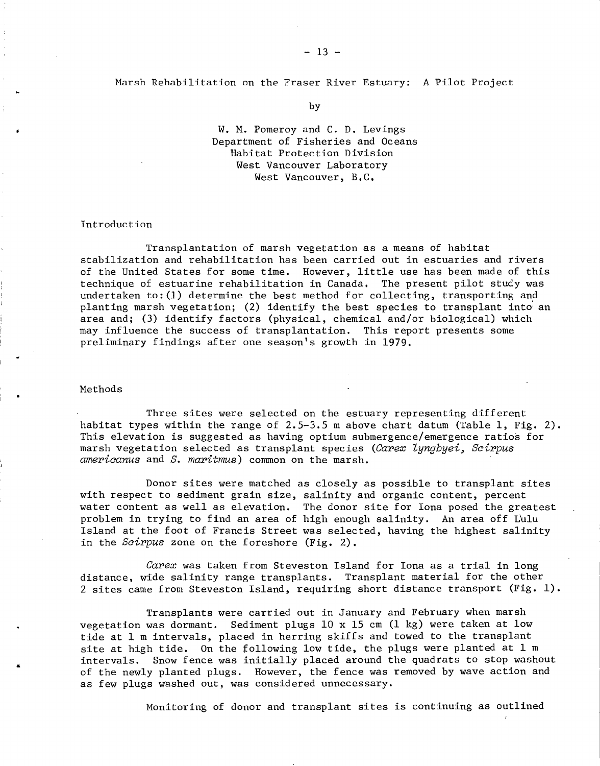# Marsh Rehabilitation on the Fraser River Estuary: A Pilot Project

by

W. M. Pomeroy and C. D. Levings  
Department of Fisheries and Oceans  
Habitat Protection Division  
West Vancouver Laboratory  
West Vancouver, B.C.

## Introduction

Transplantation of marsh vegetation as a means of habitat stabilization and rehabilitation has been carried out in estuaries and rivers of the United States for some time. However, little use has been made of this technique of estuarine rehabilitation in Canada. The present pilot study was undertaken to: (1) determine the best method for collecting, transporting and planting marsh vegetation; (2) identify the best species to transplant into an area and; (3) identify factors (physical, chemical and/or biological) which may influence the success of transplantation. This report presents some preliminary findings after one season's growth in 1979.

## Methods

Three sites were selected on the estuary representing different habitat types within the range of 2.5-3.5 m above chart datum (Table 1, Fig. 2). This elevation is suggested as having optium submergence/emergence ratios for marsh vegetation selected as transplant species (*Carex lyngbyei, Scirpus americanus* and *S. maritmus*) common on the marsh.

Donor sites were matched as closely as possible to transplant sites with respect to sediment grain size, salinity and organic content, percent water content as well as elevation. The donor site for Iona posed the greatest problem in trying to find an area of high enough salinity. An area off Lulu Island at the foot of Francis Street was selected, having the highest salinity in the *Scirpus* zone on the foreshore (Fig. 2).

*Carex* was taken from Steveston Island for Iona as a trial in long distance, wide salinity range transplants. Transplant material for the other 2 sites came from Steveston Island, requiring short distance transport (Fig. 1).

Transplants were carried out in January and February when marsh vegetation was dormant. Sediment plugs 10 x 15 cm (1 kg) were taken at low tide at 1 m intervals, placed in herring skiffs and towed to the transplant site at high tide. On the following low tide, the plugs were planted at 1 m intervals. Snow fence was initially placed around the quadrats to stop washout of the newly planted plugs. However, the fence was removed by wave action and as few plugs washed out, was considered unnecessary.

Monitoring of donor and transplant sites is continuing as outlined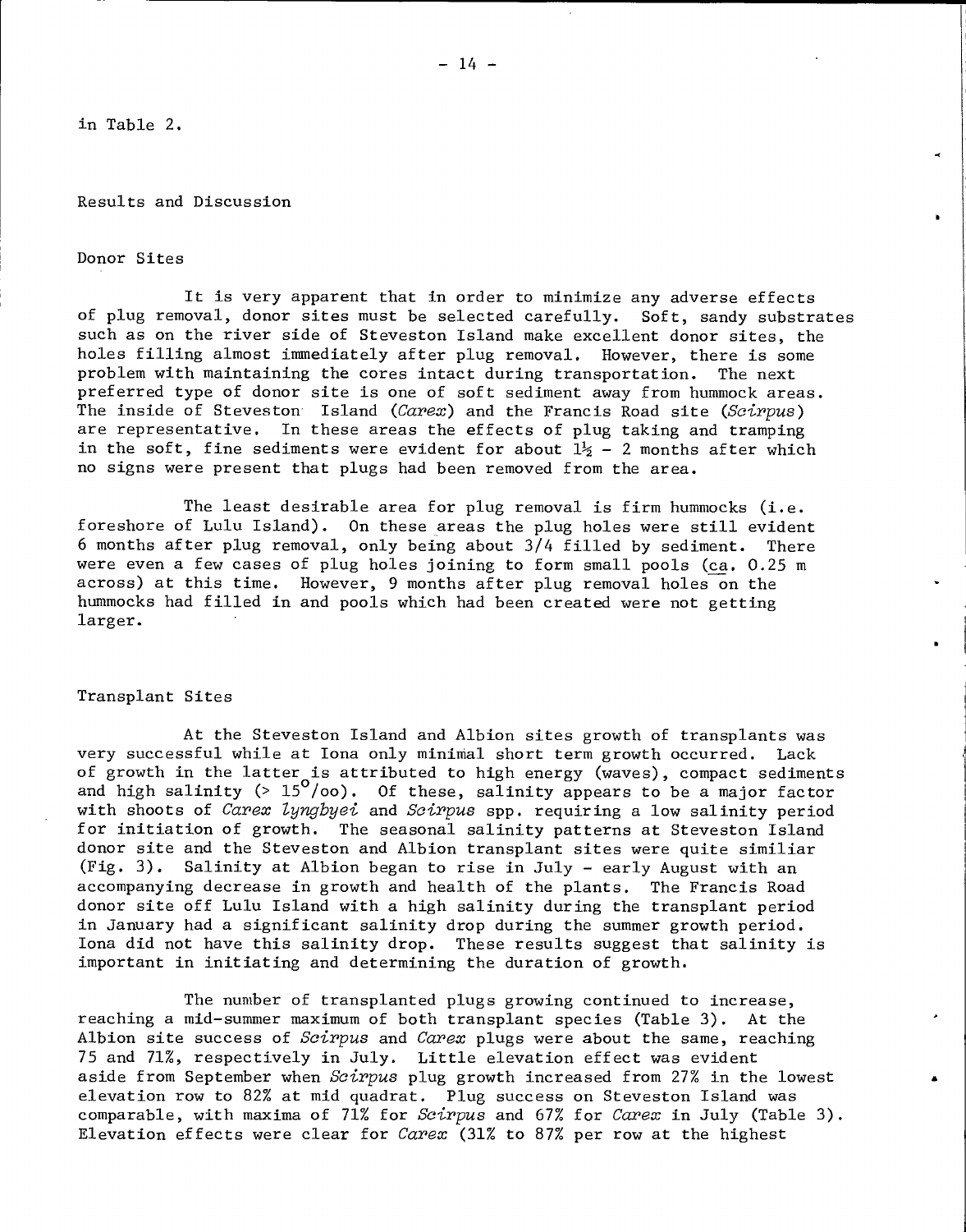in Table 2.

## Results and Discussion

### Donor Sites

It is very apparent that in order to minimize any adverse effects of plug removal, donor sites must be selected carefully. Soft, sandy substrates such as on the river side of Steveston Island make excellent donor sites, the holes filling almost immediately after plug removal. However, there is some problem with maintaining the cores intact during transportation. The next preferred type of donor site is one of soft sediment away from hummock areas. The inside of Steveston Island (*Carex*) and the Francis Road site (*Scirpus*) are representative. In these areas the effects of plug taking and tramping in the soft, fine sediments were evident for about 1½ – 2 months after which no signs were present that plugs had been removed from the area.

The least desirable area for plug removal is firm hummocks (i.e. foreshore of Lulu Island). On these areas the plug holes were still evident 6 months after plug removal, only being about 3/4 filled by sediment. There were even a few cases of plug holes joining to form small pools (ca. 0.25 m across) at this time. However, 9 months after plug removal holes on the hummocks had filled in and pools which had been created were not getting larger.

### Transplant Sites

At the Steveston Island and Albion sites growth of transplants was very successful while at Iona only minimal short term growth occurred. Lack of growth in the latter is attributed to high energy (waves), compact sediments and high salinity (> 15°/oo). Of these, salinity appears to be a major factor with shoots of *Carex lyngbyei* and *Scirpus* spp. requiring a low salinity period for initiation of growth. The seasonal salinity patterns at Steveston Island donor site and the Steveston and Albion transplant sites were quite similiar (Fig. 3). Salinity at Albion began to rise in July – early August with an accompanying decrease in growth and health of the plants. The Francis Road donor site off Lulu Island with a high salinity during the transplant period in January had a significant salinity drop during the summer growth period. Iona did not have this salinity drop. These results suggest that salinity is important in initiating and determining the duration of growth.

The number of transplanted plugs growing continued to increase, reaching a mid-summer maximum of both transplant species (Table 3). At the Albion site success of *Scirpus* and *Carex* plugs were about the same, reaching 75 and 71%, respectively in July. Little elevation effect was evident aside from September when *Scirpus* plug growth increased from 27% in the lowest elevation row to 82% at mid quadrat. Plug success on Steveston Island was comparable, with maxima of 71% for *Scirpus* and 67% for *Carex* in July (Table 3). Elevation effects were clear for *Carex* (31% to 87% per row at the highest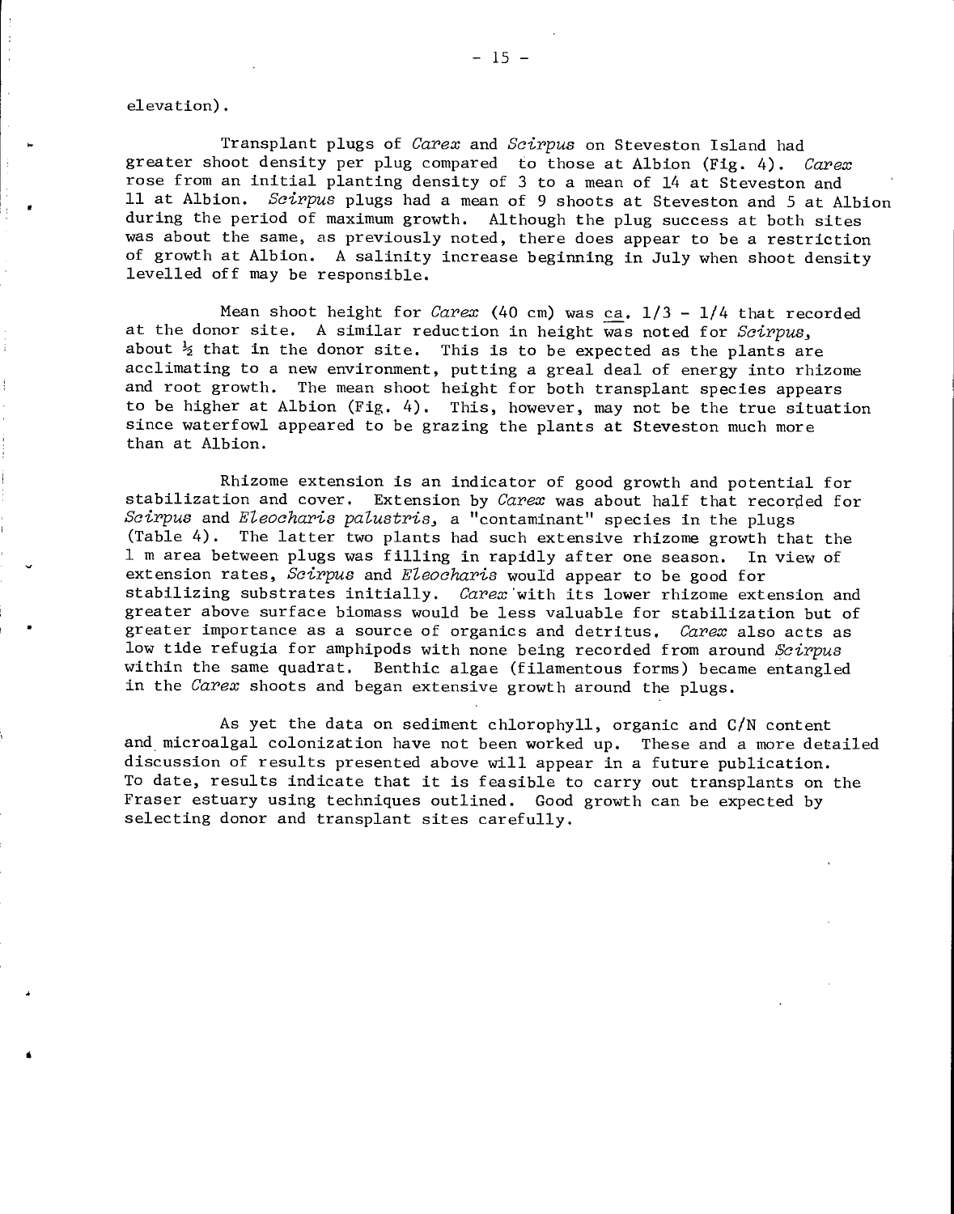elevation).

Transplant plugs of *Carex* and *Scirpus* on Steveston Island had greater shoot density per plug compared to those at Albion (Fig. 4). *Carex* rose from an initial planting density of 3 to a mean of 14 at Steveston and 11 at Albion. *Scirpus* plugs had a mean of 9 shoots at Steveston and 5 at Albion during the period of maximum growth. Although the plug success at both sites was about the same, as previously noted, there does appear to be a restriction of growth at Albion. A salinity increase beginning in July when shoot density levelled off may be responsible.

Mean shoot height for *Carex* (40 cm) was ca. 1/3 - 1/4 that recorded at the donor site. A similar reduction in height was noted for *Scirpus*, about ½ that in the donor site. This is to be expected as the plants are acclimating to a new environment, putting a greal deal of energy into rhizome and root growth. The mean shoot height for both transplant species appears to be higher at Albion (Fig. 4). This, however, may not be the true situation since waterfowl appeared to be grazing the plants at Steveston much more than at Albion.

Rhizome extension is an indicator of good growth and potential for stabilization and cover. Extension by *Carex* was about half that recorded for *Scirpus* and *Eleocharis palustris*, a "contaminant" species in the plugs (Table 4). The latter two plants had such extensive rhizome growth that the 1 m area between plugs was filling in rapidly after one season. In view of extension rates, *Scirpus* and *Eleocharis* would appear to be good for stabilizing substrates initially. *Carex* with its lower rhizome extension and greater above surface biomass would be less valuable for stabilization but of greater importance as a source of organics and detritus. *Carex* also acts as low tide refugia for amphipods with none being recorded from around *Scirpus* within the same quadrat. Benthic algae (filamentous forms) became entangled in the *Carex* shoots and began extensive growth around the plugs.

As yet the data on sediment chlorophyll, organic and C/N content and microalgal colonization have not been worked up. These and a more detailed discussion of results presented above will appear in a future publication. To date, results indicate that it is feasible to carry out transplants on the Fraser estuary using techniques outlined. Good growth can be expected by selecting donor and transplant sites carefully.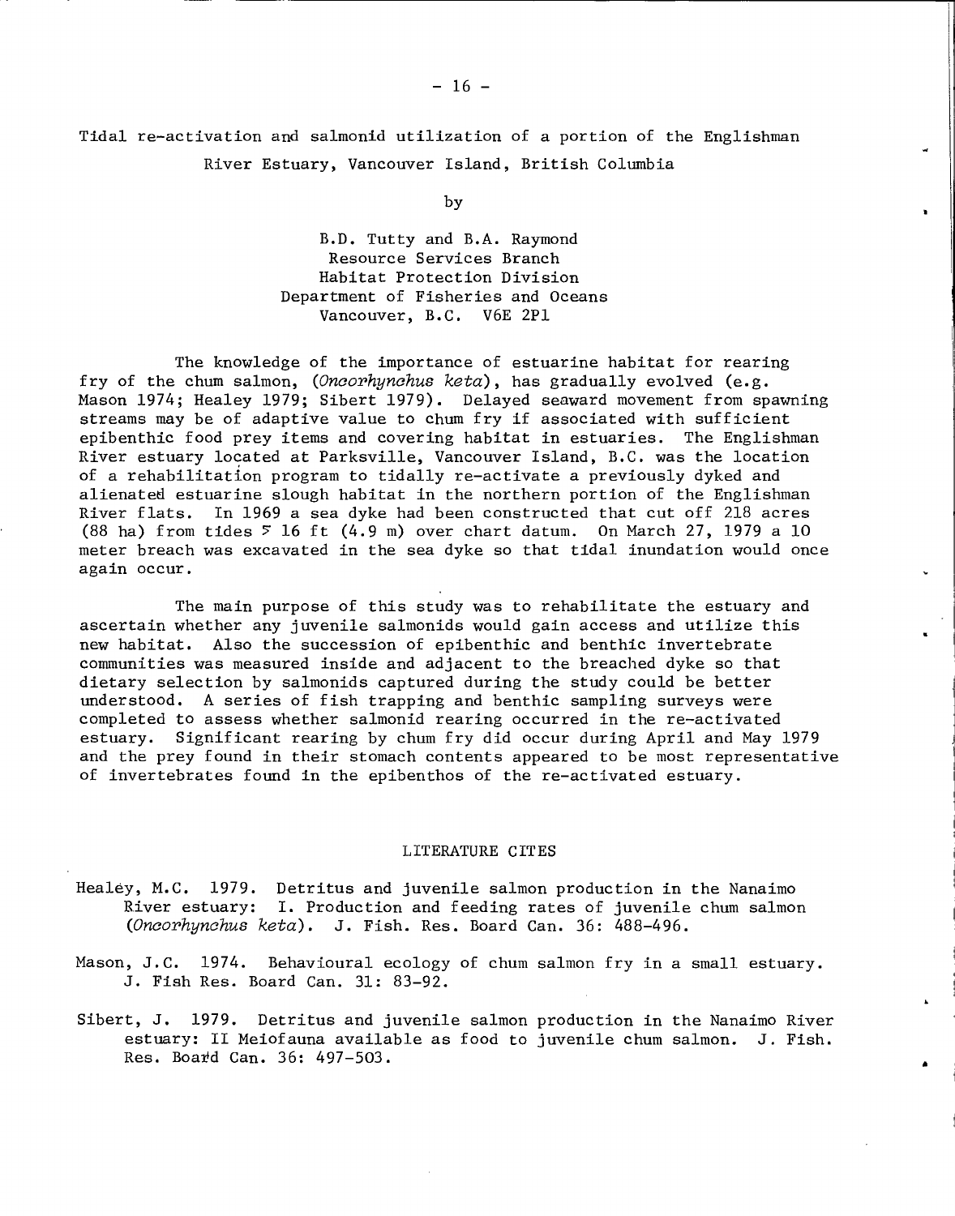## Tidal re-activation and salmonid utilization of a portion of the Englishman River Estuary, Vancouver Island, British Columbia

by

B.D. Tutty and B.A. Raymond
Resource Services Branch
Habitat Protection Division
Department of Fisheries and Oceans
Vancouver, B.C. V6E 2P1

The knowledge of the importance of estuarine habitat for rearing fry of the chum salmon, (*Oncorhynchus keta*), has gradually evolved (e.g. Mason 1974; Healey 1979; Sibert 1979). Delayed seaward movement from spawning streams may be of adaptive value to chum fry if associated with sufficient epibenthic food prey items and covering habitat in estuaries. The Englishman River estuary located at Parksville, Vancouver Island, B.C. was the location of a rehabilitation program to tidally re-activate a previously dyked and alienated estuarine slough habitat in the northern portion of the Englishman River flats. In 1969 a sea dyke had been constructed that cut off 218 acres (88 ha) from tides $\geq$ 16 ft (4.9 m) over chart datum. On March 27, 1979 a 10 meter breach was excavated in the sea dyke so that tidal inundation would once again occur.

The main purpose of this study was to rehabilitate the estuary and ascertain whether any juvenile salmonids would gain access and utilize this new habitat. Also the succession of epibenthic and benthic invertebrate communities was measured inside and adjacent to the breached dyke so that dietary selection by salmonids captured during the study could be better understood. A series of fish trapping and benthic sampling surveys were completed to assess whether salmonid rearing occurred in the re-activated estuary. Significant rearing by chum fry did occur during April and May 1979 and the prey found in their stomach contents appeared to be most representative of invertebrates found in the epibenthos of the re-activated estuary.

### LITERATURE CITES

Healey, M.C. 1979. Detritus and juvenile salmon production in the Nanaimo River estuary: I. Production and feeding rates of juvenile chum salmon (*Oncorhynchus keta*). J. Fish. Res. Board Can. 36: 488-496.

Mason, J.C. 1974. Behavioural ecology of chum salmon fry in a small estuary. J. Fish Res. Board Can. 31: 83-92.

Sibert, J. 1979. Detritus and juvenile salmon production in the Nanaimo River estuary: II Meiofauna available as food to juvenile chum salmon. J. Fish. Res. Board Can. 36: 497-503.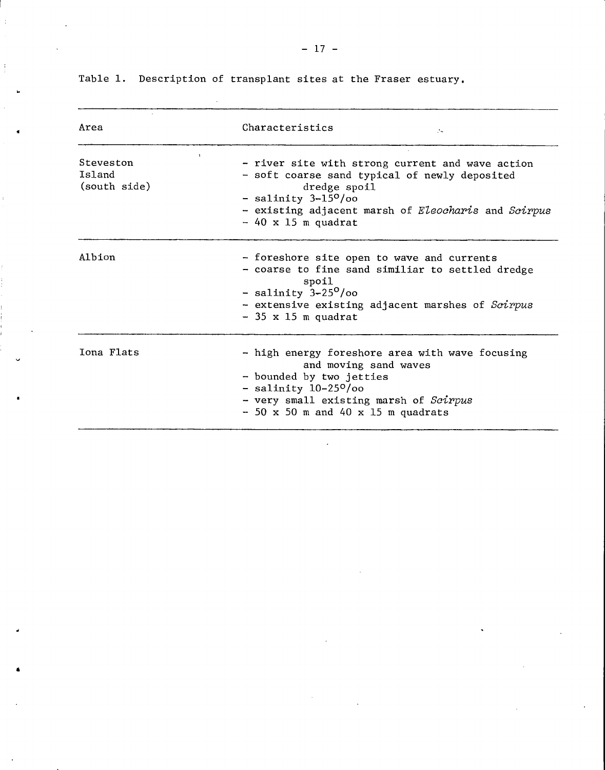Table 1. Description of transplant sites at the Fraser estuary.

| Area | Characteristics |
| --- | --- |
| Steveston Island (south side) | - river site with strong current and wave action<br>- soft coarse sand typical of newly deposited dredge spoil<br>- salinity 3-15°/oo<br>- existing adjacent marsh of *Eleocharis* and *Scirpus*<br>- 40 x 15 m quadrat |
| Albion | - foreshore site open to wave and currents<br>- coarse to fine sand similiar to settled dredge spoil<br>- salinity 3-25°/oo<br>- extensive existing adjacent marshes of *Scirpus*<br>- 35 x 15 m quadrat |
| Iona Flats | - high energy foreshore area with wave focusing and moving sand waves<br>- bounded by two jetties<br>- salinity 10-25°/oo<br>- very small existing marsh of *Scirpus*<br>- 50 x 50 m and 40 x 15 m quadrats |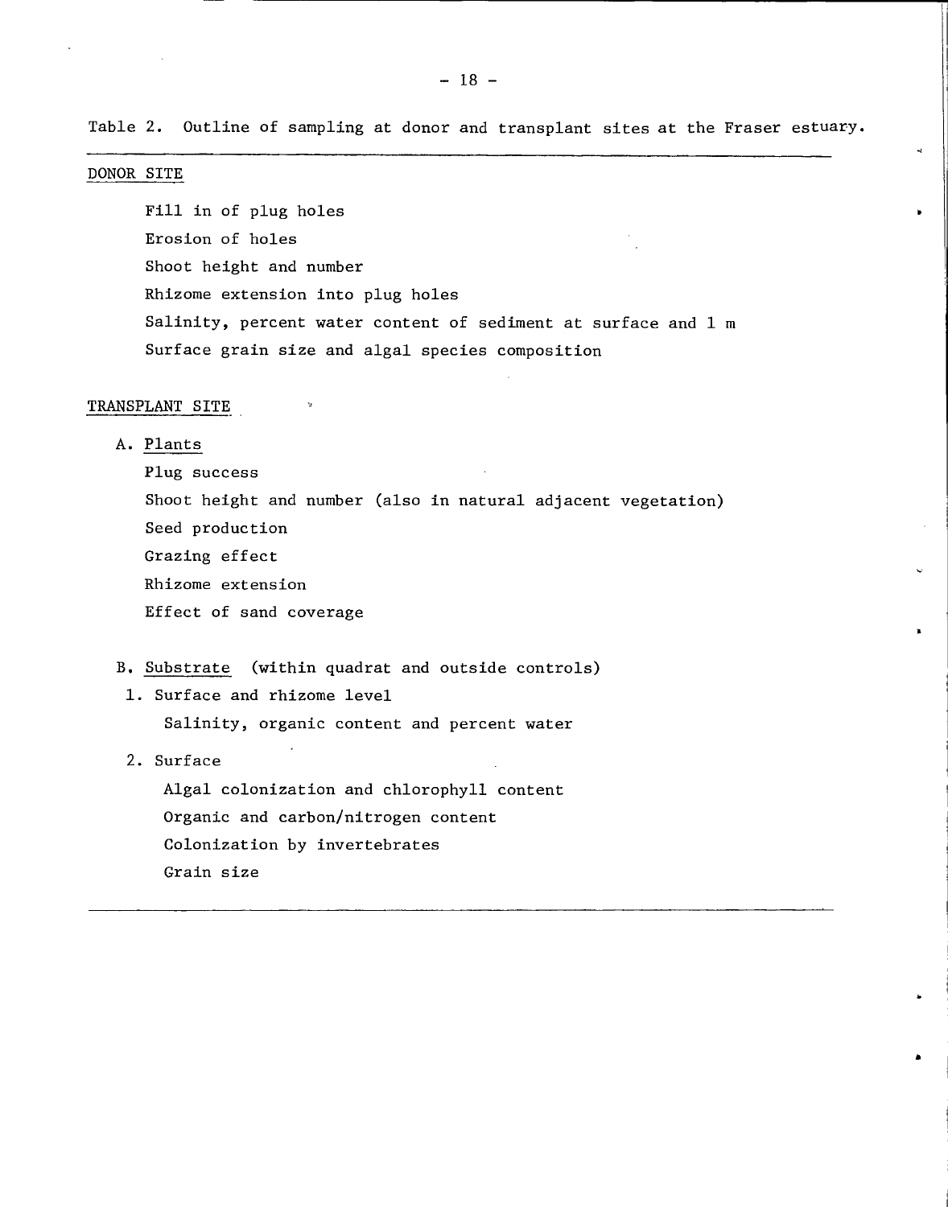Table 2. Outline of sampling at donor and transplant sites at the Fraser estuary.

<u>DONOR SITE</u>

- Fill in of plug holes
- Erosion of holes
- Shoot height and number
- Rhizome extension into plug holes
- Salinity, percent water content of sediment at surface and 1 m
- Surface grain size and algal species composition

<u>TRANSPLANT SITE</u>

A. <u>Plants</u>

- Plug success
- Shoot height and number (also in natural adjacent vegetation)
- Seed production
- Grazing effect
- Rhizome extension
- Effect of sand coverage

B. <u>Substrate</u> (within quadrat and outside controls)

1. Surface and rhizome level
   - Salinity, organic content and percent water
2. Surface
   - Algal colonization and chlorophyll content
   - Organic and carbon/nitrogen content
   - Colonization by invertebrates
   - Grain size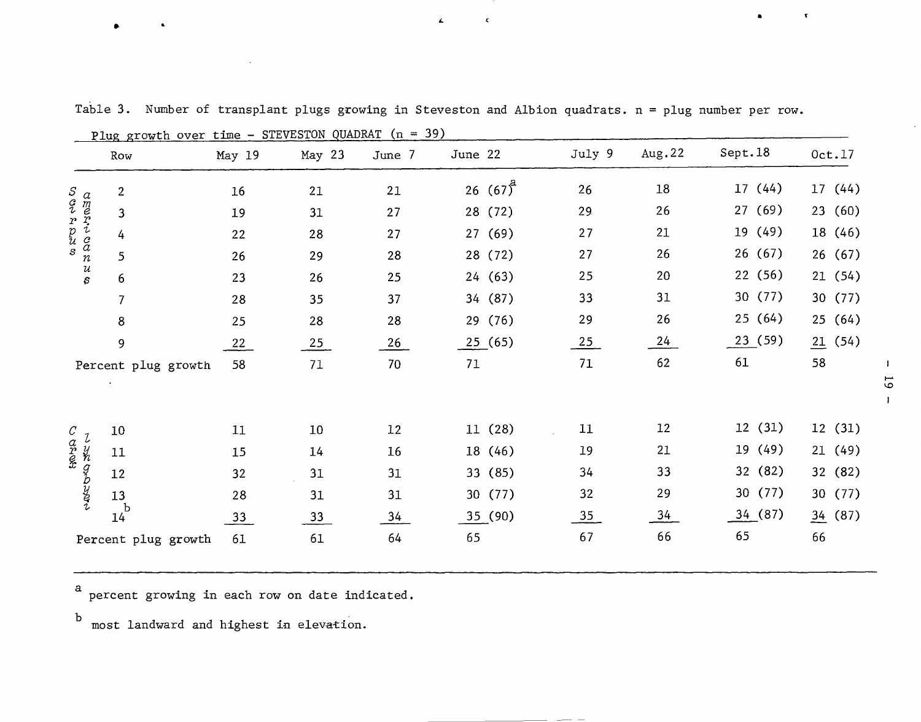Table 3. Number of transplant plugs growing in Steveston and Albion quadrats. n = plug number per row.

Plug growth over time - STEVESTON QUADRAT (n = 39)

| | Row | May 19 | May 23 | June 7 | June 22 | July 9 | Aug.22 | Sept.18 | Oct.17 |
|---|---|---|---|---|---|---|---|---|---|
| *Scirpus americanus* | 2 | 16 | 21 | 21 | 26 (67)[a] | 26 | 18 | 17 (44) | 17 (44) |
| | 3 | 19 | 31 | 27 | 28 (72) | 29 | 26 | 27 (69) | 23 (60) |
| | 4 | 22 | 28 | 27 | 27 (69) | 27 | 21 | 19 (49) | 18 (46) |
| | 5 | 26 | 29 | 28 | 28 (72) | 27 | 26 | 26 (67) | 26 (67) |
| | 6 | 23 | 26 | 25 | 24 (63) | 25 | 20 | 22 (56) | 21 (54) |
| | 7 | 28 | 35 | 37 | 34 (87) | 33 | 31 | 30 (77) | 30 (77) |
| | 8 | 25 | 28 | 28 | 29 (76) | 29 | 26 | 25 (64) | 25 (64) |
| | 9 | 22 | 25 | 26 | 25 (65) | 25 | 24 | 23 (59) | 21 (54) |
| | Percent plug growth | 58 | 71 | 70 | 71 | 71 | 62 | 61 | 58 |
| *Carex lyngbyei* | 10 | 11 | 10 | 12 | 11 (28) | 11 | 12 | 12 (31) | 12 (31) |
| | 11 | 15 | 14 | 16 | 18 (46) | 19 | 21 | 19 (49) | 21 (49) |
| | 12 | 32 | 31 | 31 | 33 (85) | 34 | 33 | 32 (82) | 32 (82) |
| | 13 | 28 | 31 | 31 | 30 (77) | 32 | 29 | 30 (77) | 30 (77) |
| | 14[b] | 33 | 33 | 34 | 35 (90) | 35 | 34 | 34 (87) | 34 (87) |
| | Percent plug growth | 61 | 61 | 64 | 65 | 67 | 66 | 65 | 66 |

[a] percent growing in each row on date indicated.

[b] most landward and highest in elevation.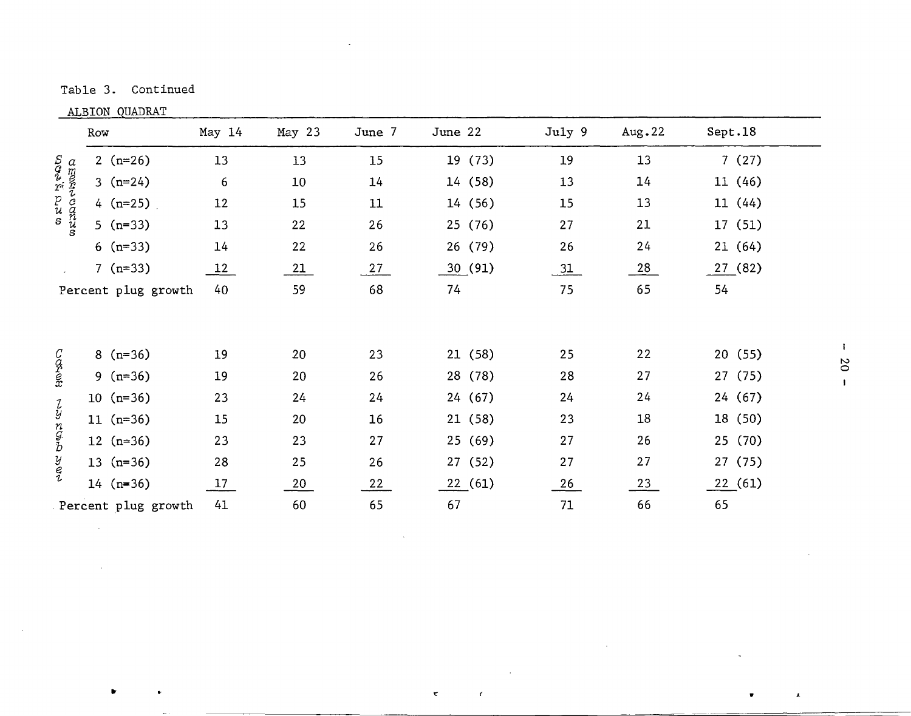Table 3. Continued

ALBION QUADRAT

| | Row | May 14 | May 23 | June 7 | June 22 | July 9 | Aug.22 | Sept.18 |
|---|---|---|---|---|---|---|---|---|
| *Scirpus americanus* | 2 (n=26) | 13 | 13 | 15 | 19 (73) | 19 | 13 | 7 (27) |
| | 3 (n=24) | 6 | 10 | 14 | 14 (58) | 13 | 14 | 11 (46) |
| | 4 (n=25) | 12 | 15 | 11 | 14 (56) | 15 | 13 | 11 (44) |
| | 5 (n=33) | 13 | 22 | 26 | 25 (76) | 27 | 21 | 17 (51) |
| | 6 (n=33) | 14 | 22 | 26 | 26 (79) | 26 | 24 | 21 (64) |
| | 7 (n=33) | 12 | 21 | 27 | 30 (91) | 31 | 28 | 27 (82) |
| | Percent plug growth | 40 | 59 | 68 | 74 | 75 | 65 | 54 |
| *Carex lyngbyei* | 8 (n=36) | 19 | 20 | 23 | 21 (58) | 25 | 22 | 20 (55) |
| | 9 (n=36) | 19 | 20 | 26 | 28 (78) | 28 | 27 | 27 (75) |
| | 10 (n=36) | 23 | 24 | 24 | 24 (67) | 24 | 24 | 24 (67) |
| | 11 (n=36) | 15 | 20 | 16 | 21 (58) | 23 | 18 | 18 (50) |
| | 12 (n=36) | 23 | 23 | 27 | 25 (69) | 27 | 26 | 25 (70) |
| | 13 (n=36) | 28 | 25 | 26 | 27 (52) | 27 | 27 | 27 (75) |
| | 14 (n=36) | 17 | 20 | 22 | 22 (61) | 26 | 23 | 22 (61) |
| | Percent plug growth | 41 | 60 | 65 | 67 | 71 | 66 | 65 |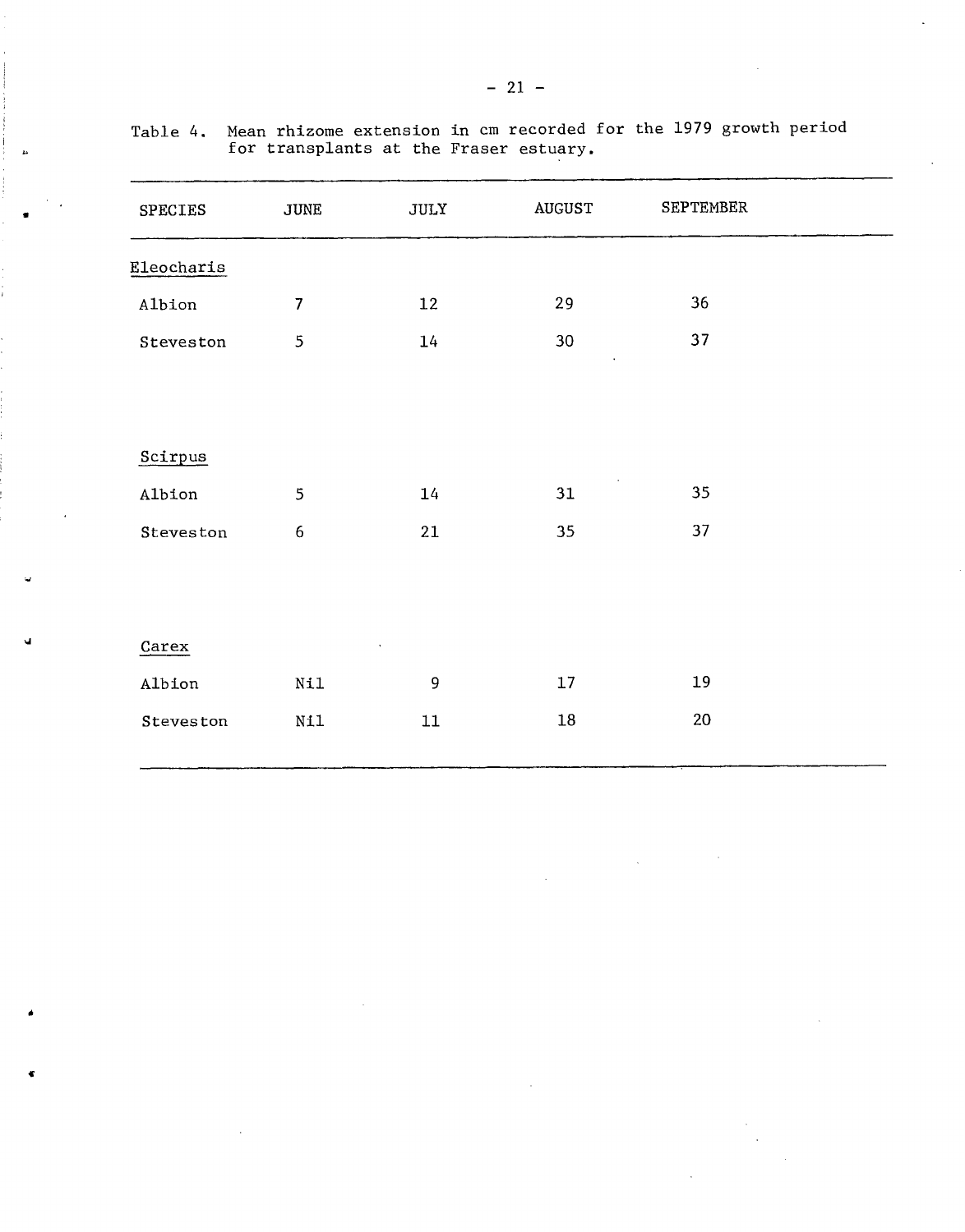Table 4. Mean rhizome extension in cm recorded for the 1979 growth period for transplants at the Fraser estuary.

| SPECIES | JUNE | JULY | AUGUST | SEPTEMBER |
|---|---|---|---|---|
| *Eleocharis* | | | | |
| Albion | 7 | 12 | 29 | 36 |
| Steveston | 5 | 14 | 30 | 37 |
| *Scirpus* | | | | |
| Albion | 5 | 14 | 31 | 35 |
| Steveston | 6 | 21 | 35 | 37 |
| *Carex* | | | | |
| Albion | Nil | 9 | 17 | 19 |
| Steveston | Nil | 11 | 18 | 20 |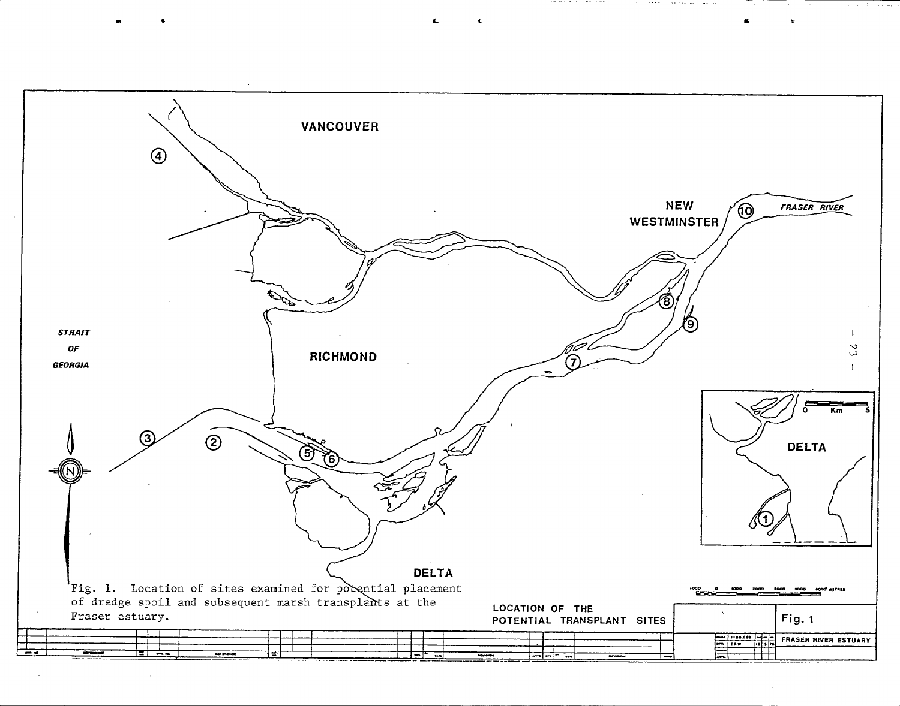Fig. 1. Location of sites examined for potential placement of dredge spoil and subsequent marsh transplants at the Fraser estuary.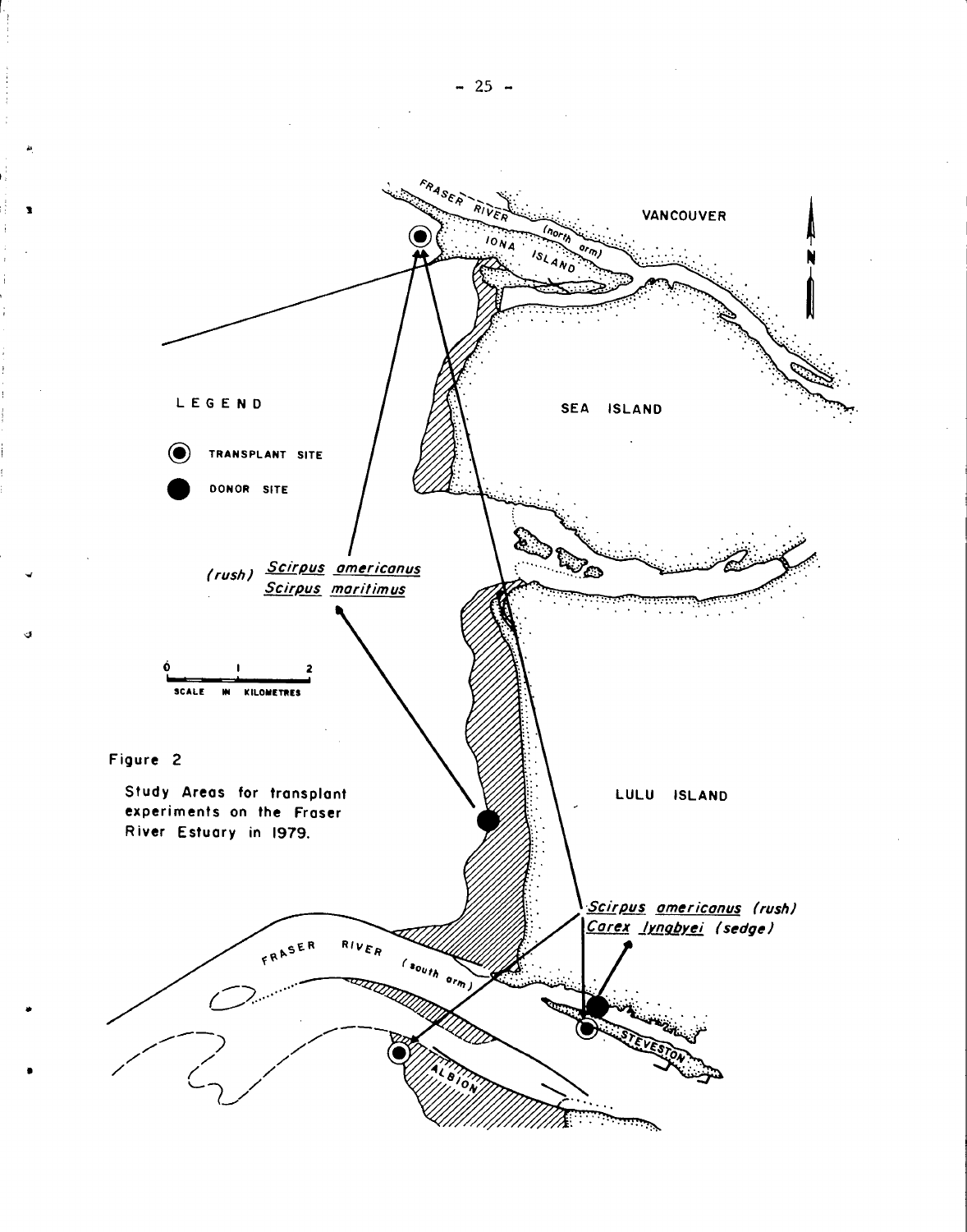LEGEND

TRANSPLANT SITE

DONOR SITE

(rush) *Scirpus americanus*
*Scirpus maritimus*

*Scirpus americanus (rush)*
*Carex lyngbyei (sedge)*

FRASER RIVER (north arm)

IONA ISLAND

VANCOUVER

SEA ISLAND

LULU ISLAND

FRASER RIVER (south arm)

STEVESTON

ALBION

0 1 2
SCALE IN KILOMETRES

Figure 2

Study Areas for transplant experiments on the Fraser River Estuary in 1979.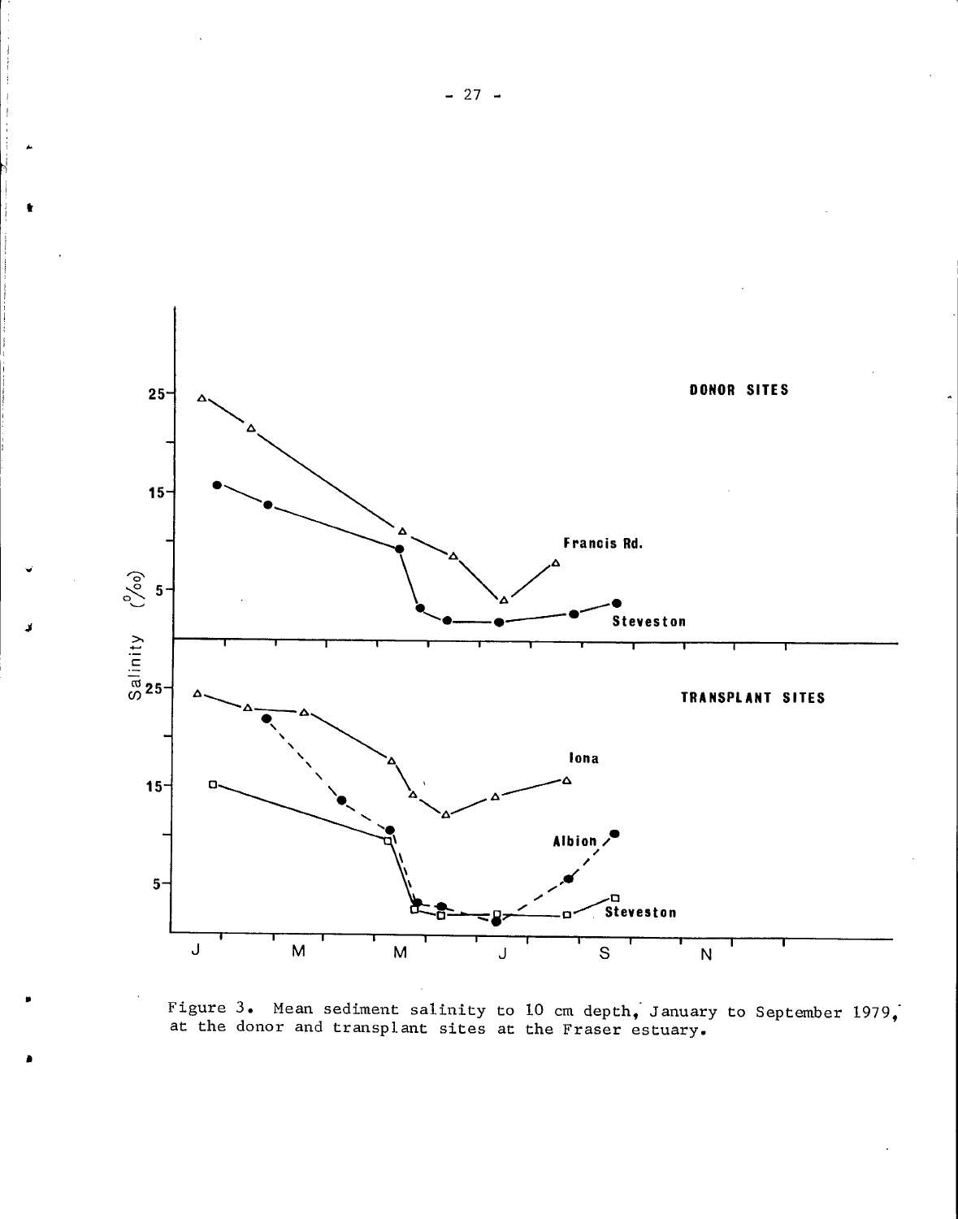Figure 3. Mean sediment salinity to 10 cm depth, January to September 1979, at the donor and transplant sites at the Fraser estuary.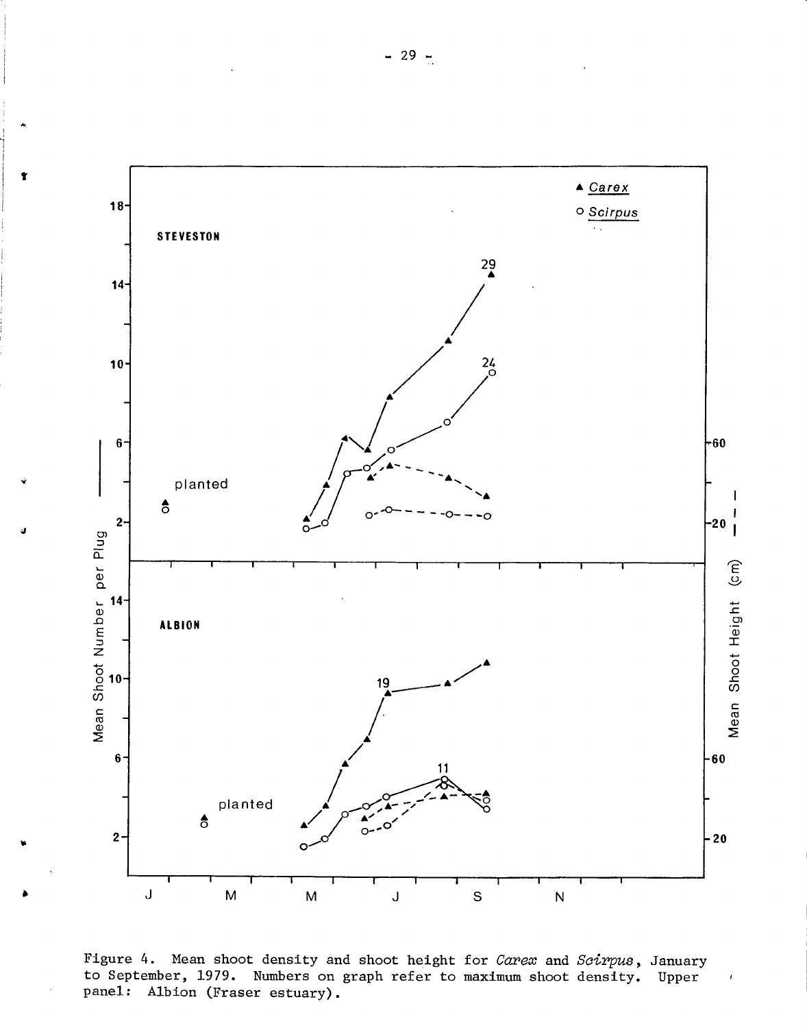Figure 4. Mean shoot density and shoot height for *Carex* and *Scirpus*, January to September, 1979. Numbers on graph refer to maximum shoot density. Upper panel: Albion (Fraser estuary).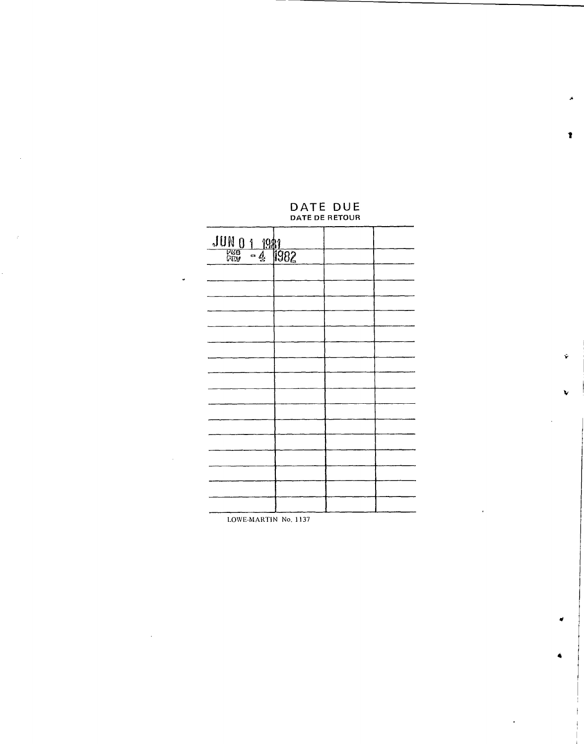## DATE DUE
### DATE DE RETOUR

| | | | |
|---|---|---|---|
| JUN 01 1981 | | | |
| FEB FEV -4 1982 | | | |
| | | | |
| | | | |
| | | | |
| | | | |
| | | | |
| | | | |
| | | | |
| | | | |
| | | | |
| | | | |
| | | | |
| | | | |
| | | | |
| | | | |
| | | | |
| | | | |

LOWE-MARTIN No. 1137